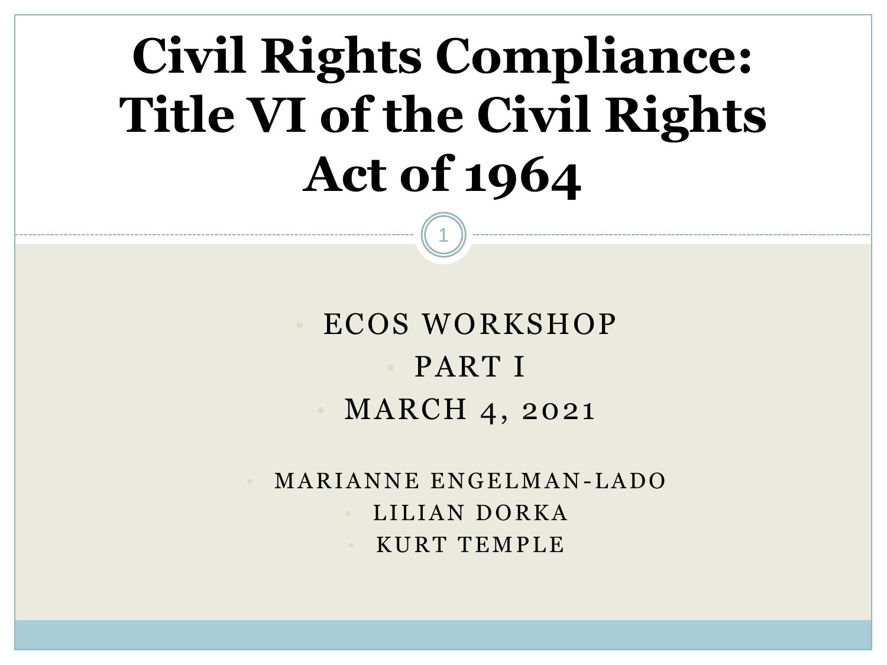# Civil Rights Compliance: Title VI of the Civil Rights Act of 1964

- ECOS WORKSHOP
- PART I
- MARCH 4, 2021

- MARIANNE ENGELMAN-LADO
- LILIAN DORKA
- KURT TEMPLE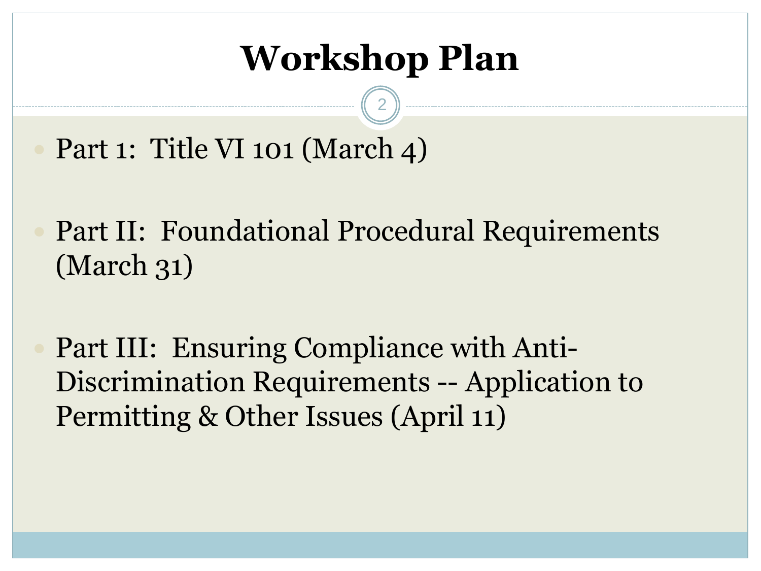# Workshop Plan

- Part 1: Title VI 101 (March 4)
- Part II: Foundational Procedural Requirements (March 31)
- Part III: Ensuring Compliance with Anti-Discrimination Requirements -- Application to Permitting & Other Issues (April 11)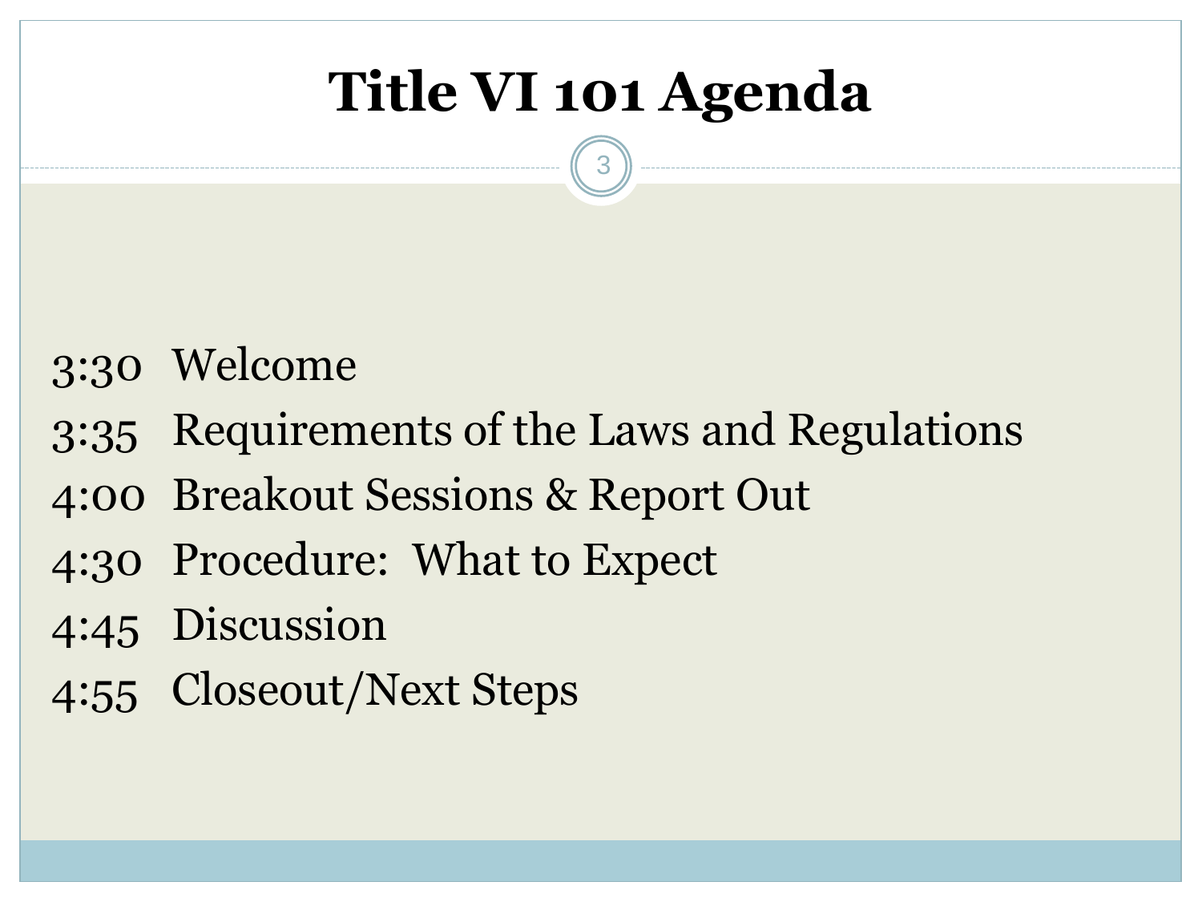# Title VI 101 Agenda

3:30 Welcome

3:35 Requirements of the Laws and Regulations

4:00 Breakout Sessions & Report Out

4:30 Procedure: What to Expect

4:45 Discussion

4:55 Closeout/Next Steps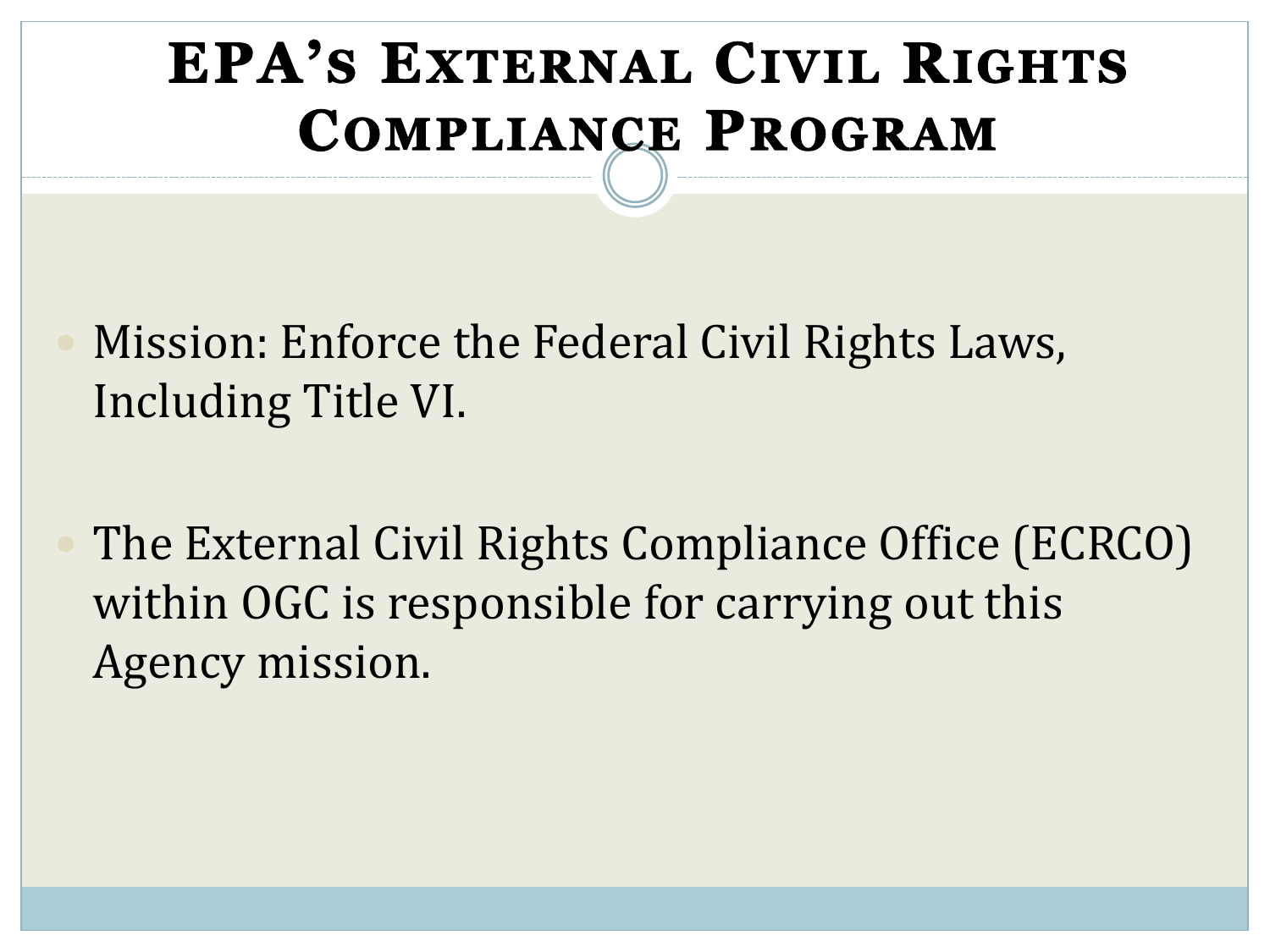# EPA's External Civil Rights Compliance Program

- Mission: Enforce the Federal Civil Rights Laws, Including Title VI.
- The External Civil Rights Compliance Office (ECRCO) within OGC is responsible for carrying out this Agency mission.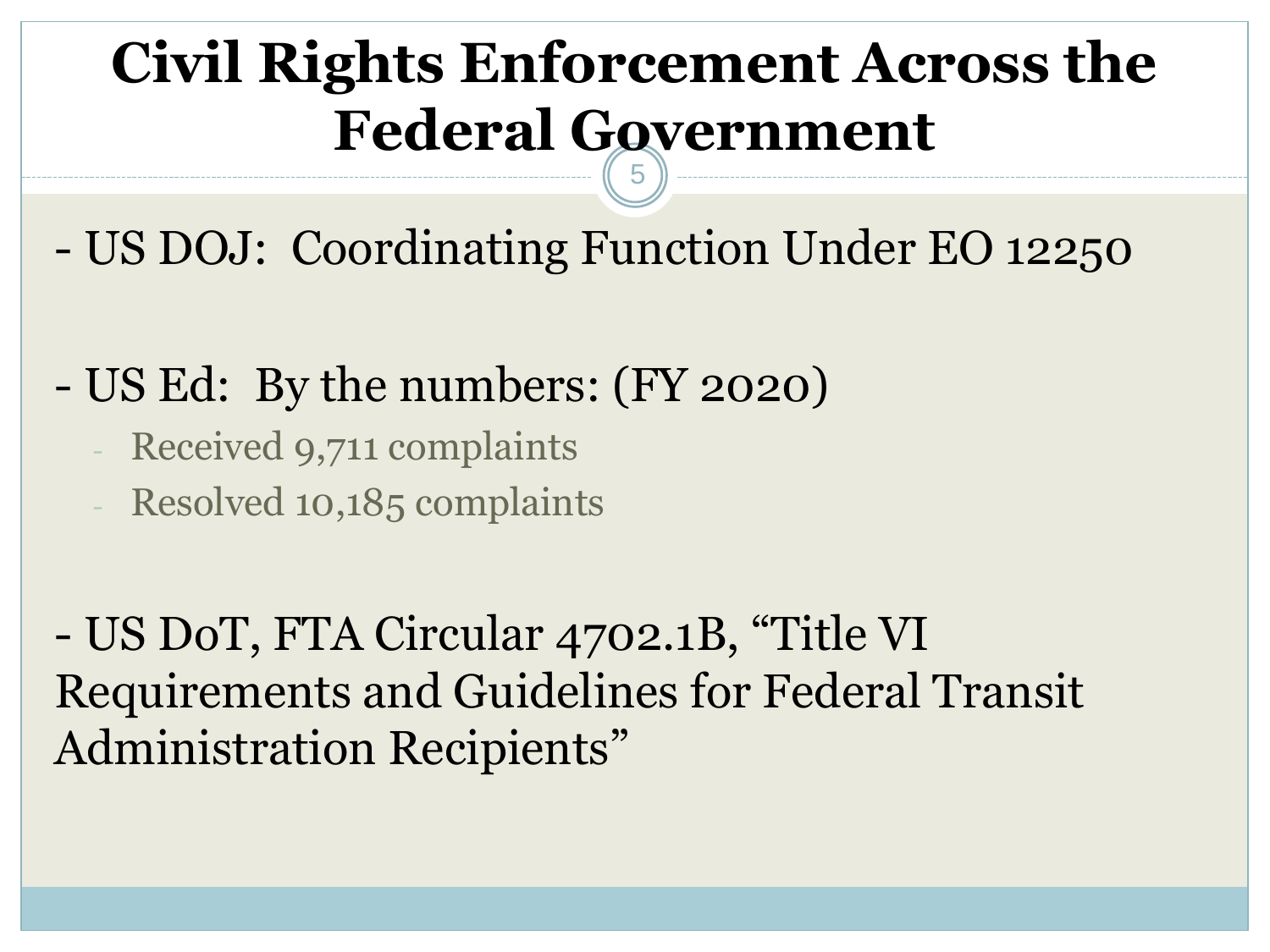# Civil Rights Enforcement Across the Federal Government

- US DOJ: Coordinating Function Under EO 12250

- US Ed: By the numbers: (FY 2020)
  - Received 9,711 complaints
  - Resolved 10,185 complaints

- US DoT, FTA Circular 4702.1B, "Title VI Requirements and Guidelines for Federal Transit Administration Recipients"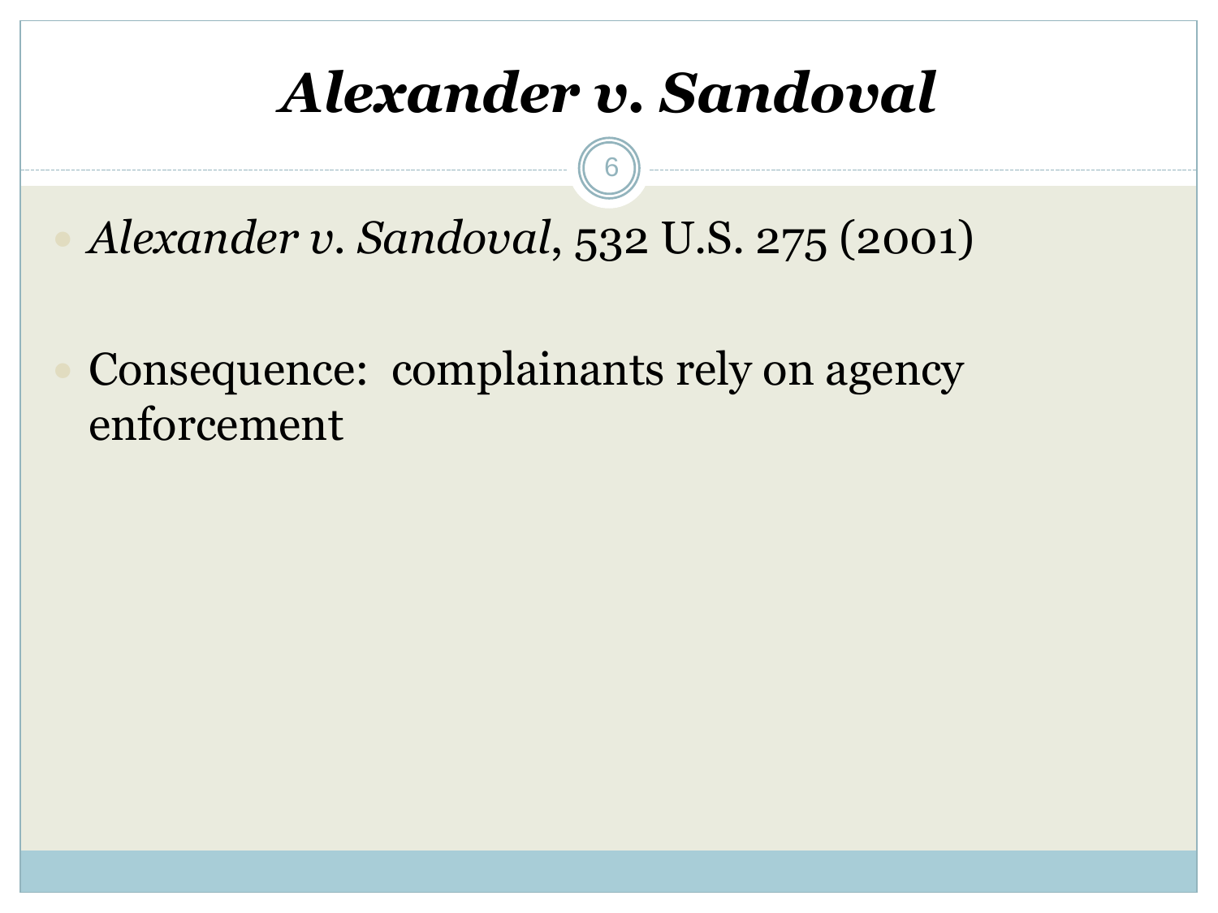# *Alexander v. Sandoval*

- *Alexander v. Sandoval*, 532 U.S. 275 (2001)

- Consequence: complainants rely on agency enforcement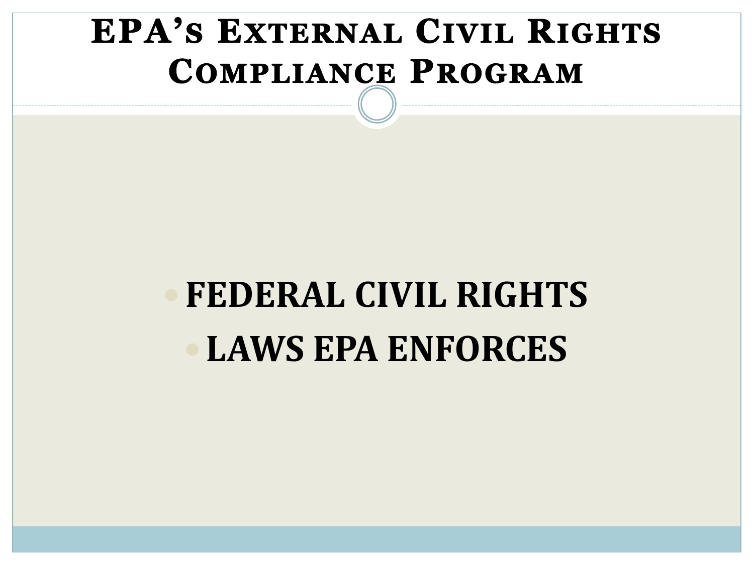# EPA's External Civil Rights Compliance Program

- **FEDERAL CIVIL RIGHTS**
- **LAWS EPA ENFORCES**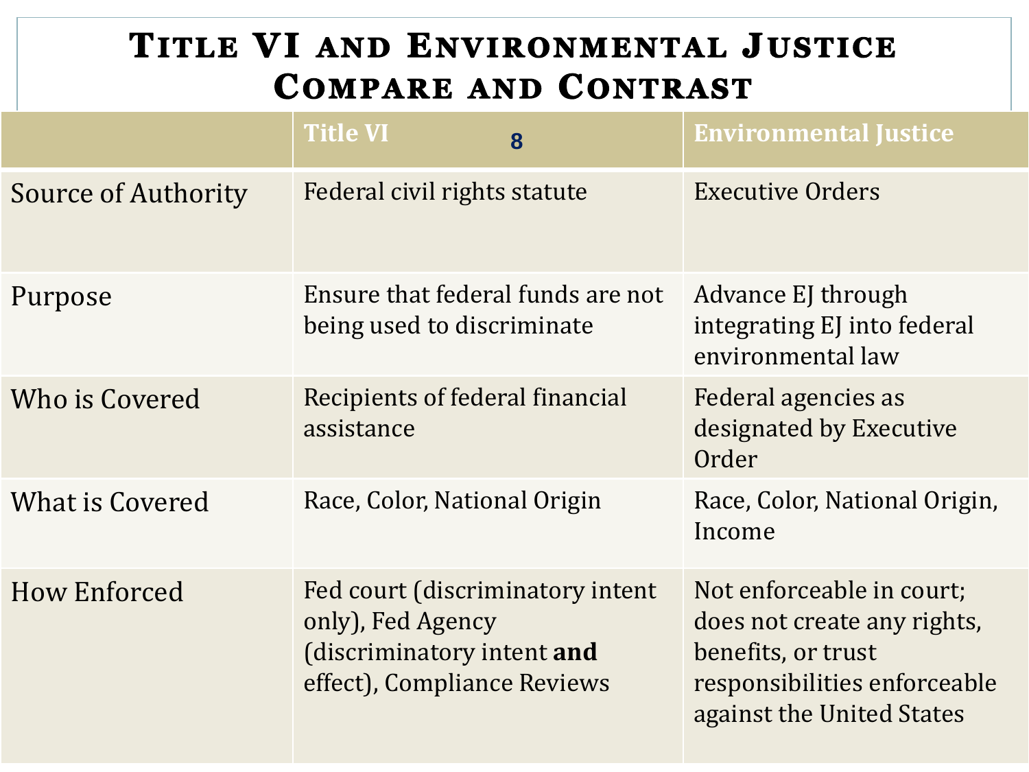# Title VI and Environmental Justice Compare and Contrast

| | Title VI | Environmental Justice |
|---|---|---|
| Source of Authority | Federal civil rights statute | Executive Orders |
| Purpose | Ensure that federal funds are not being used to discriminate | Advance EJ through integrating EJ into federal environmental law |
| Who is Covered | Recipients of federal financial assistance | Federal agencies as designated by Executive Order |
| What is Covered | Race, Color, National Origin | Race, Color, National Origin, Income |
| How Enforced | Fed court (discriminatory intent only), Fed Agency (discriminatory intent **and** effect), Compliance Reviews | Not enforceable in court; does not create any rights, benefits, or trust responsibilities enforceable against the United States |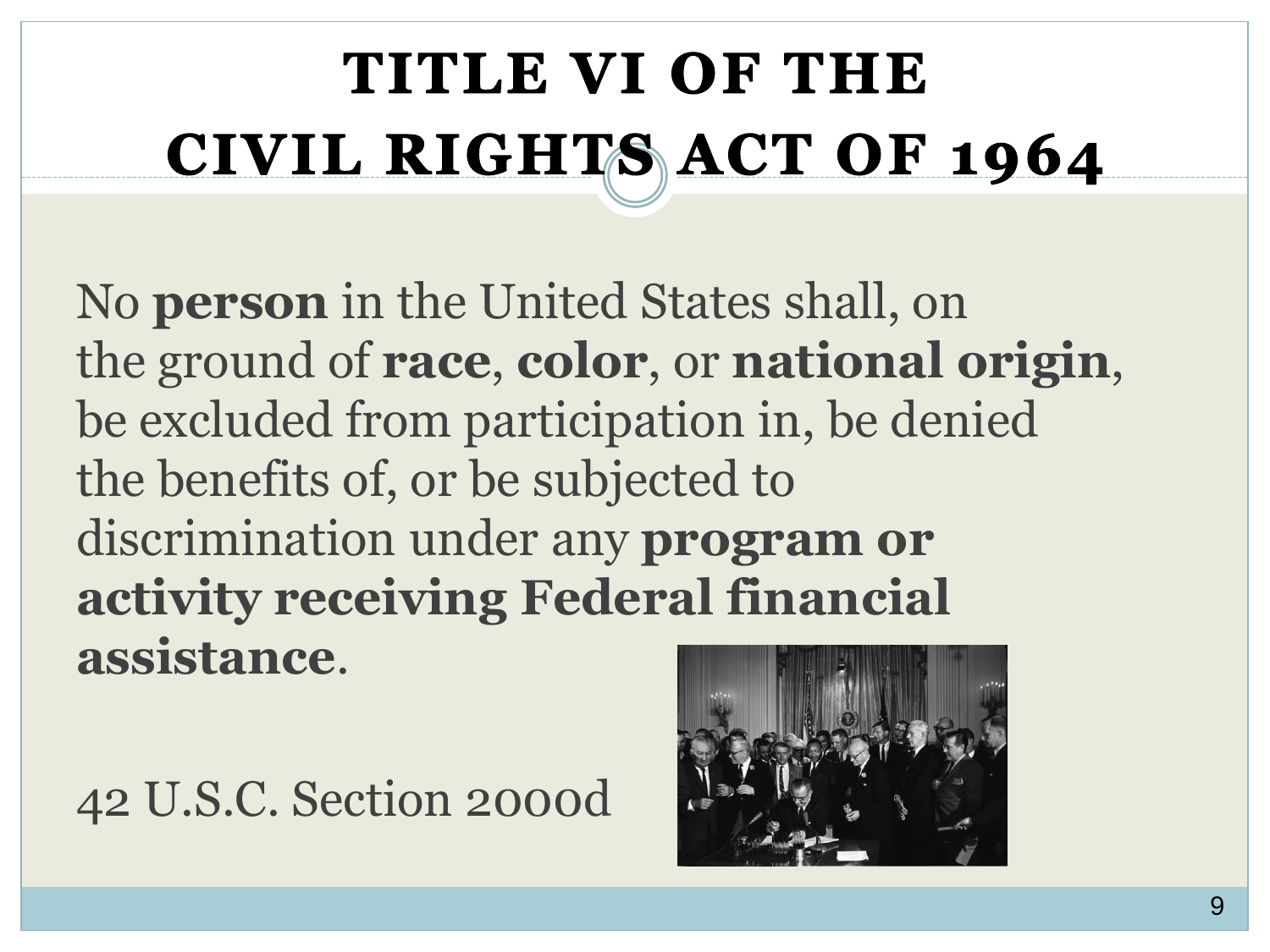# TITLE VI OF THE CIVIL RIGHTS ACT OF 1964

No **person** in the United States shall, on the ground of **race**, **color**, or **national origin**, be excluded from participation in, be denied the benefits of, or be subjected to discrimination under any **program or activity receiving Federal financial assistance**.

42 U.S.C. Section 2000d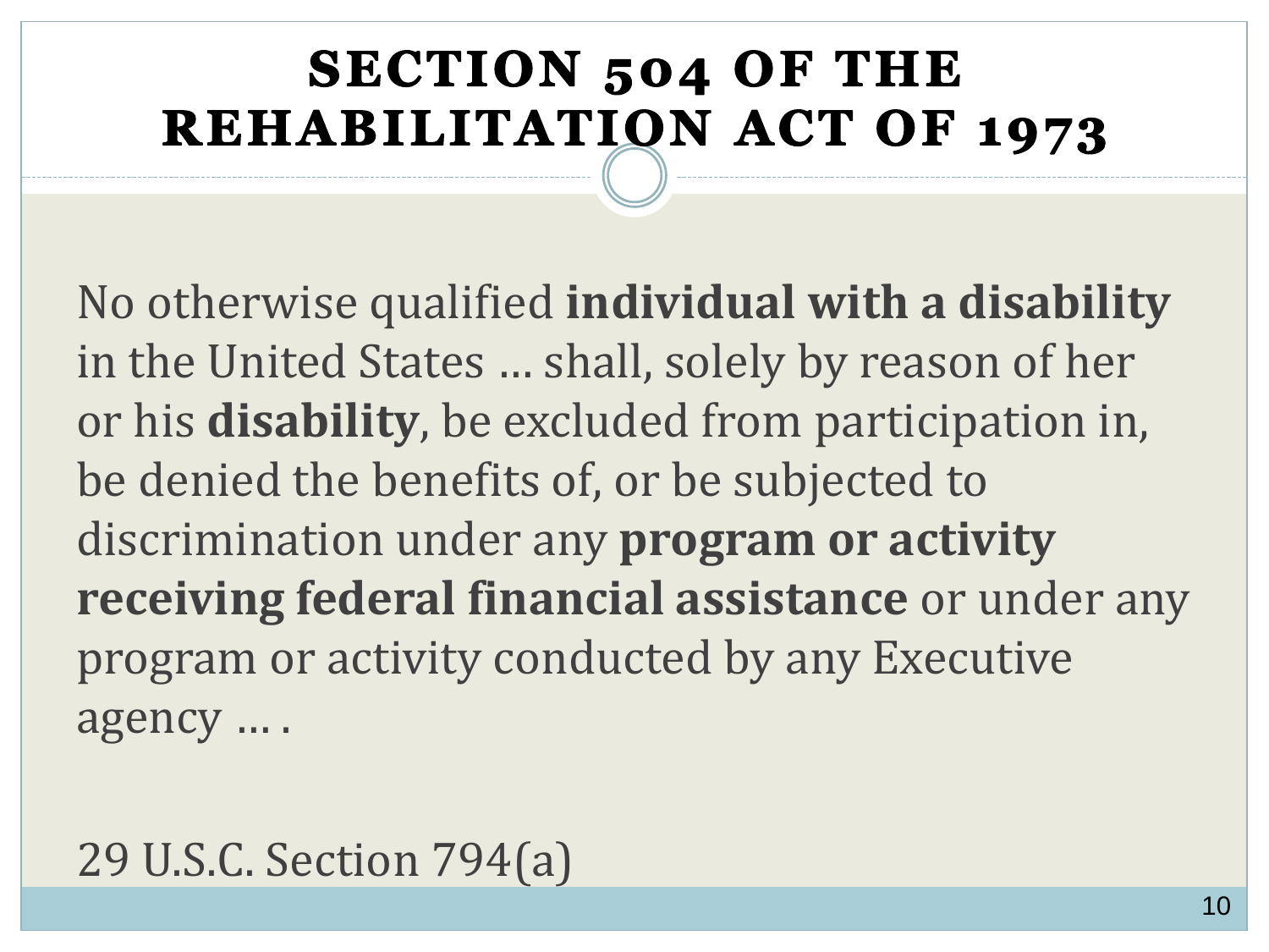# SECTION 504 OF THE REHABILITATION ACT OF 1973

No otherwise qualified **individual with a disability** in the United States … shall, solely by reason of her or his **disability**, be excluded from participation in, be denied the benefits of, or be subjected to discrimination under any **program or activity receiving federal financial assistance** or under any program or activity conducted by any Executive agency … .

29 U.S.C. Section 794(a)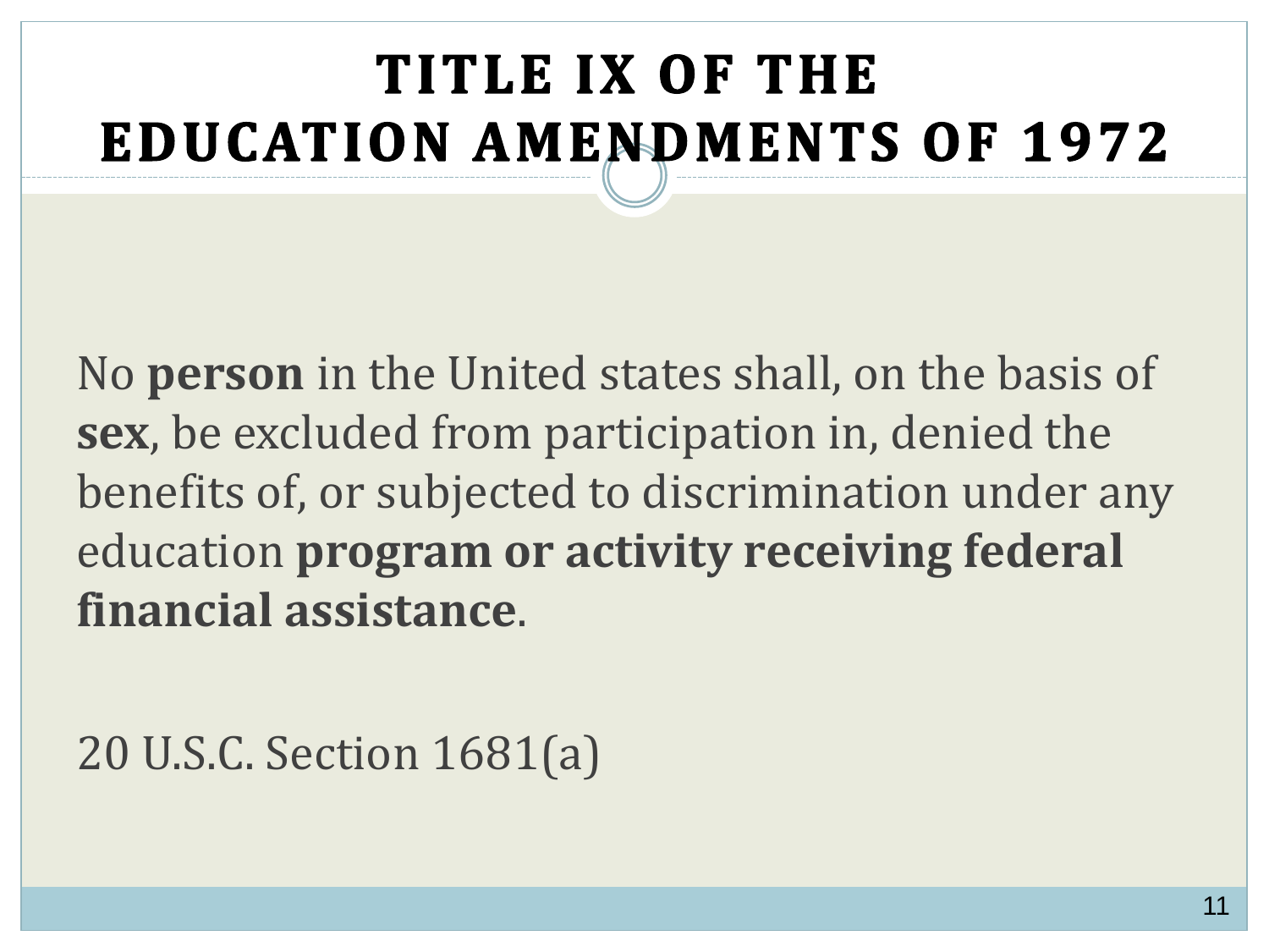# TITLE IX OF THE EDUCATION AMENDMENTS OF 1972

No **person** in the United states shall, on the basis of **sex**, be excluded from participation in, denied the benefits of, or subjected to discrimination under any education **program or activity receiving federal financial assistance**.

20 U.S.C. Section 1681(a)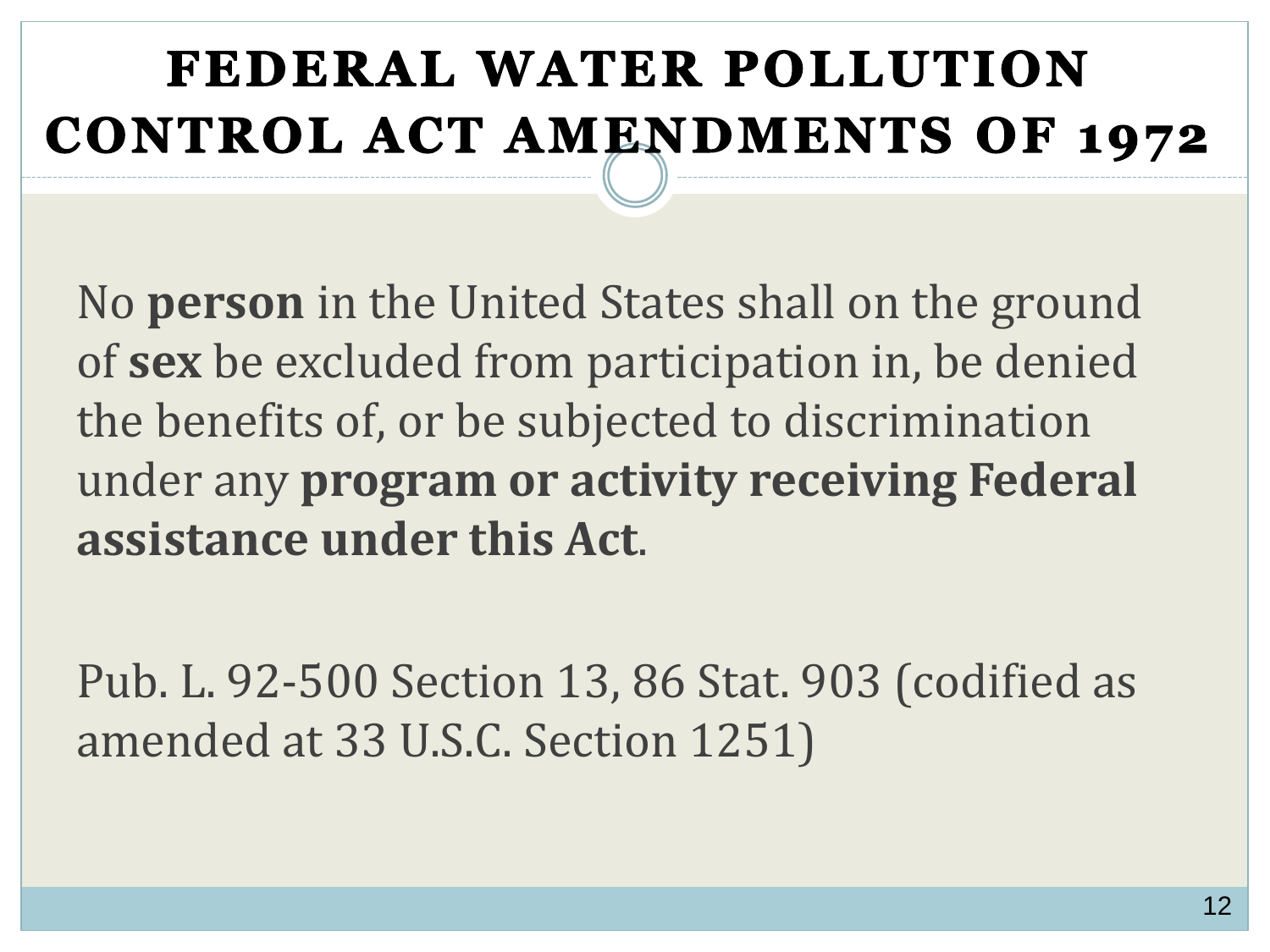# FEDERAL WATER POLLUTION CONTROL ACT AMENDMENTS OF 1972

No **person** in the United States shall on the ground of **sex** be excluded from participation in, be denied the benefits of, or be subjected to discrimination under any **program or activity receiving Federal assistance under this Act**.

Pub. L. 92-500 Section 13, 86 Stat. 903 (codified as amended at 33 U.S.C. Section 1251)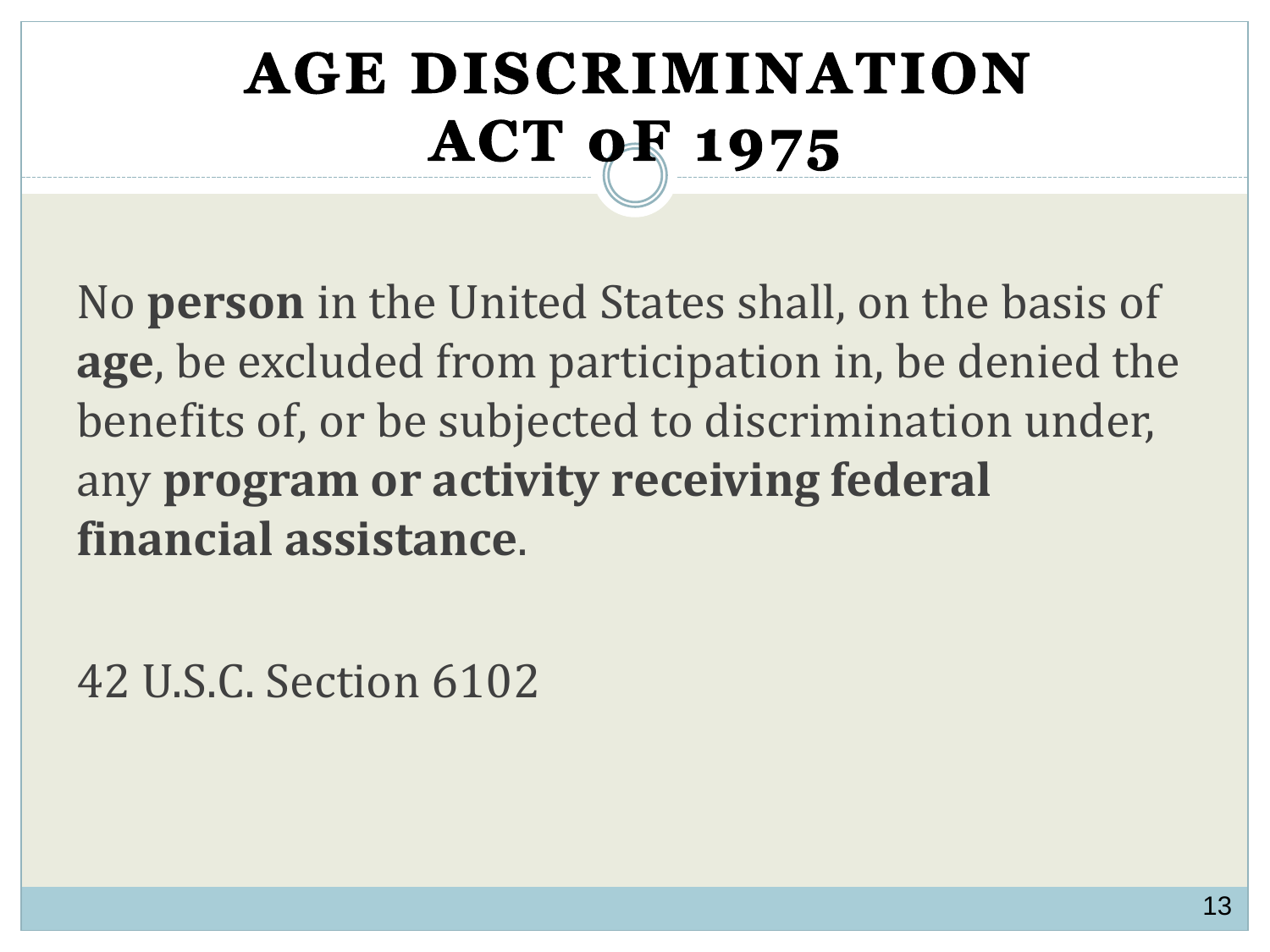# AGE DISCRIMINATION ACT OF 1975

No **person** in the United States shall, on the basis of **age**, be excluded from participation in, be denied the benefits of, or be subjected to discrimination under, any **program or activity receiving federal financial assistance**.

42 U.S.C. Section 6102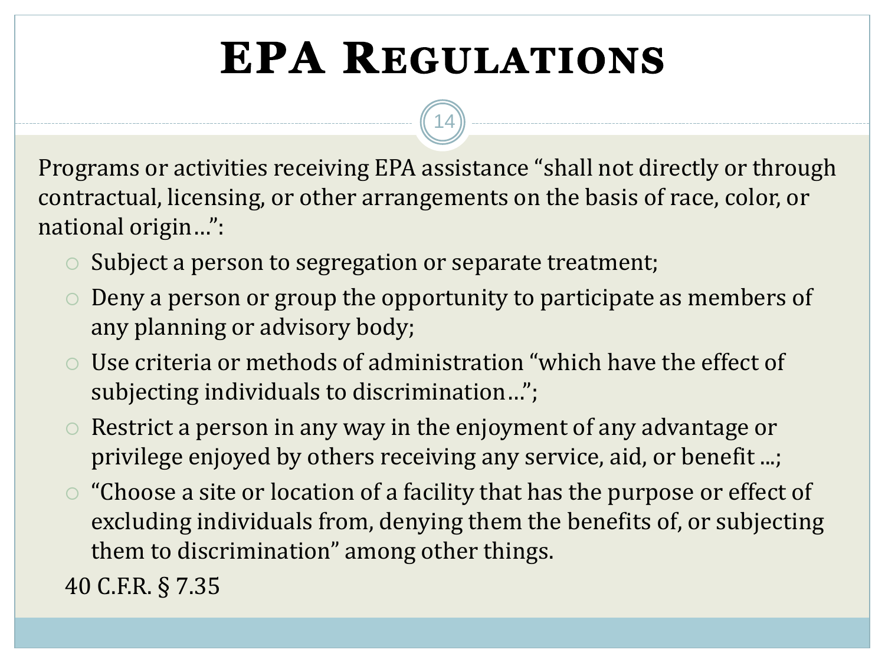# EPA Regulations

Programs or activities receiving EPA assistance "shall not directly or through contractual, licensing, or other arrangements on the basis of race, color, or national origin…":

- Subject a person to segregation or separate treatment;
- Deny a person or group the opportunity to participate as members of any planning or advisory body;
- Use criteria or methods of administration "which have the effect of subjecting individuals to discrimination…";
- Restrict a person in any way in the enjoyment of any advantage or privilege enjoyed by others receiving any service, aid, or benefit ...;
- "Choose a site or location of a facility that has the purpose or effect of excluding individuals from, denying them the benefits of, or subjecting them to discrimination" among other things.

40 C.F.R. § 7.35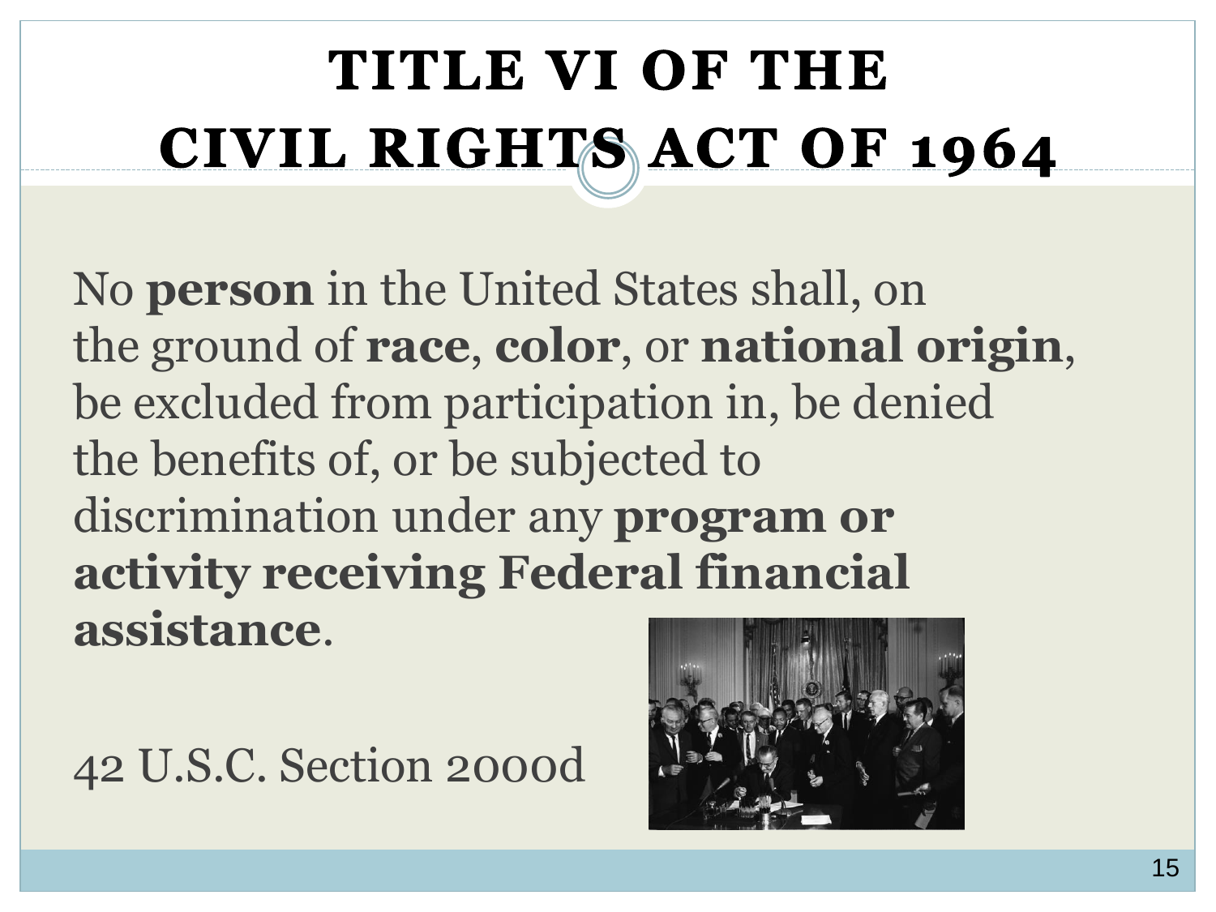# TITLE VI OF THE CIVIL RIGHTS ACT OF 1964

No **person** in the United States shall, on the ground of **race**, **color**, or **national origin**, be excluded from participation in, be denied the benefits of, or be subjected to discrimination under any **program or activity receiving Federal financial assistance**.

42 U.S.C. Section 2000d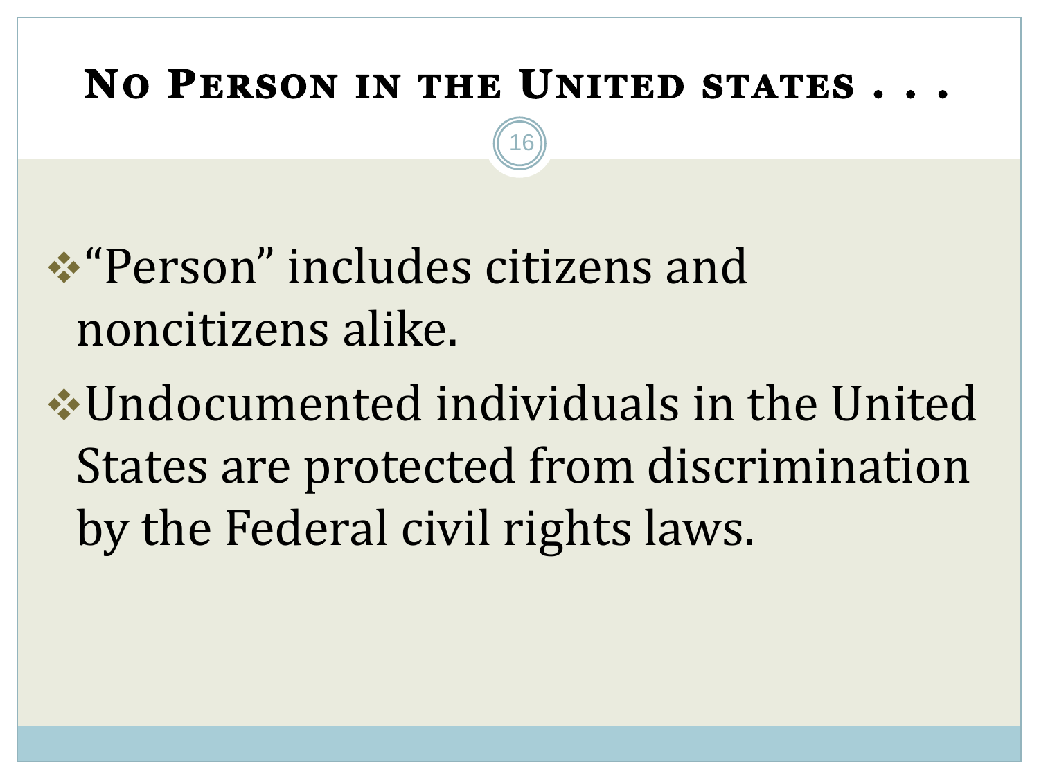# No Person in the United States . . .

- "Person" includes citizens and noncitizens alike.
- Undocumented individuals in the United States are protected from discrimination by the Federal civil rights laws.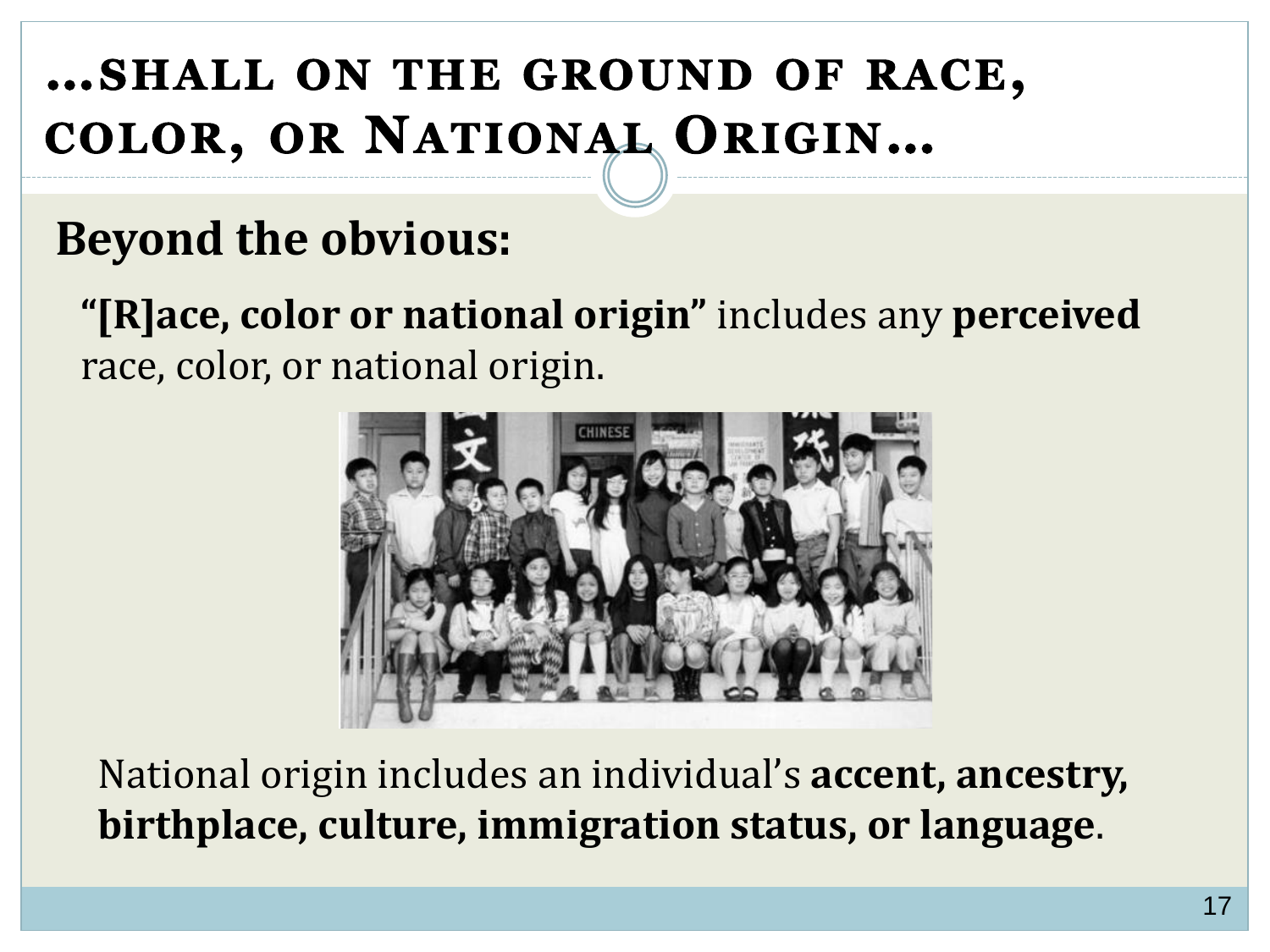# …SHALL ON THE GROUND OF RACE, COLOR, OR NATIONAL ORIGIN…

## Beyond the obvious:

**"[R]ace, color or national origin"** includes any **perceived** race, color, or national origin.

National origin includes an individual's **accent, ancestry, birthplace, culture, immigration status, or language**.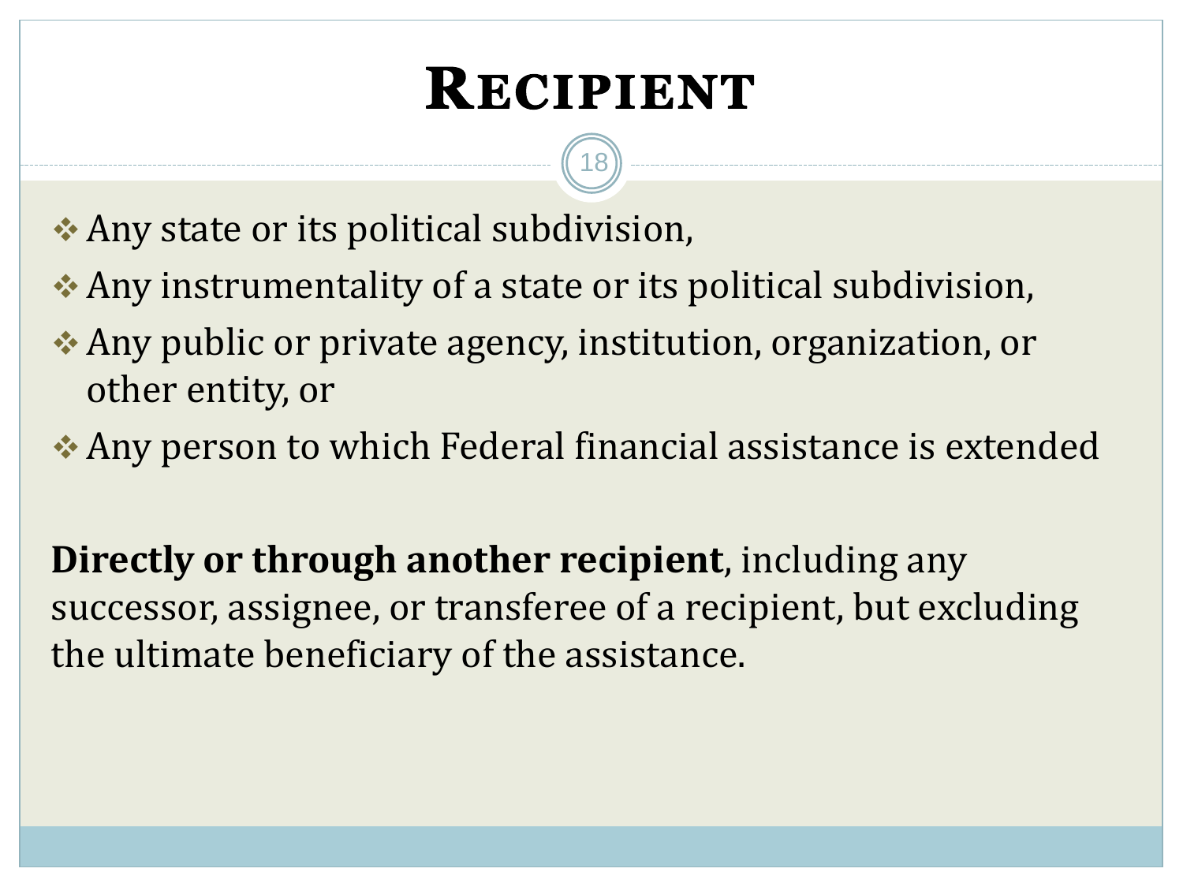# Recipient

- Any state or its political subdivision,
- Any instrumentality of a state or its political subdivision,
- Any public or private agency, institution, organization, or other entity, or
- Any person to which Federal financial assistance is extended

**Directly or through another recipient**, including any successor, assignee, or transferee of a recipient, but excluding the ultimate beneficiary of the assistance.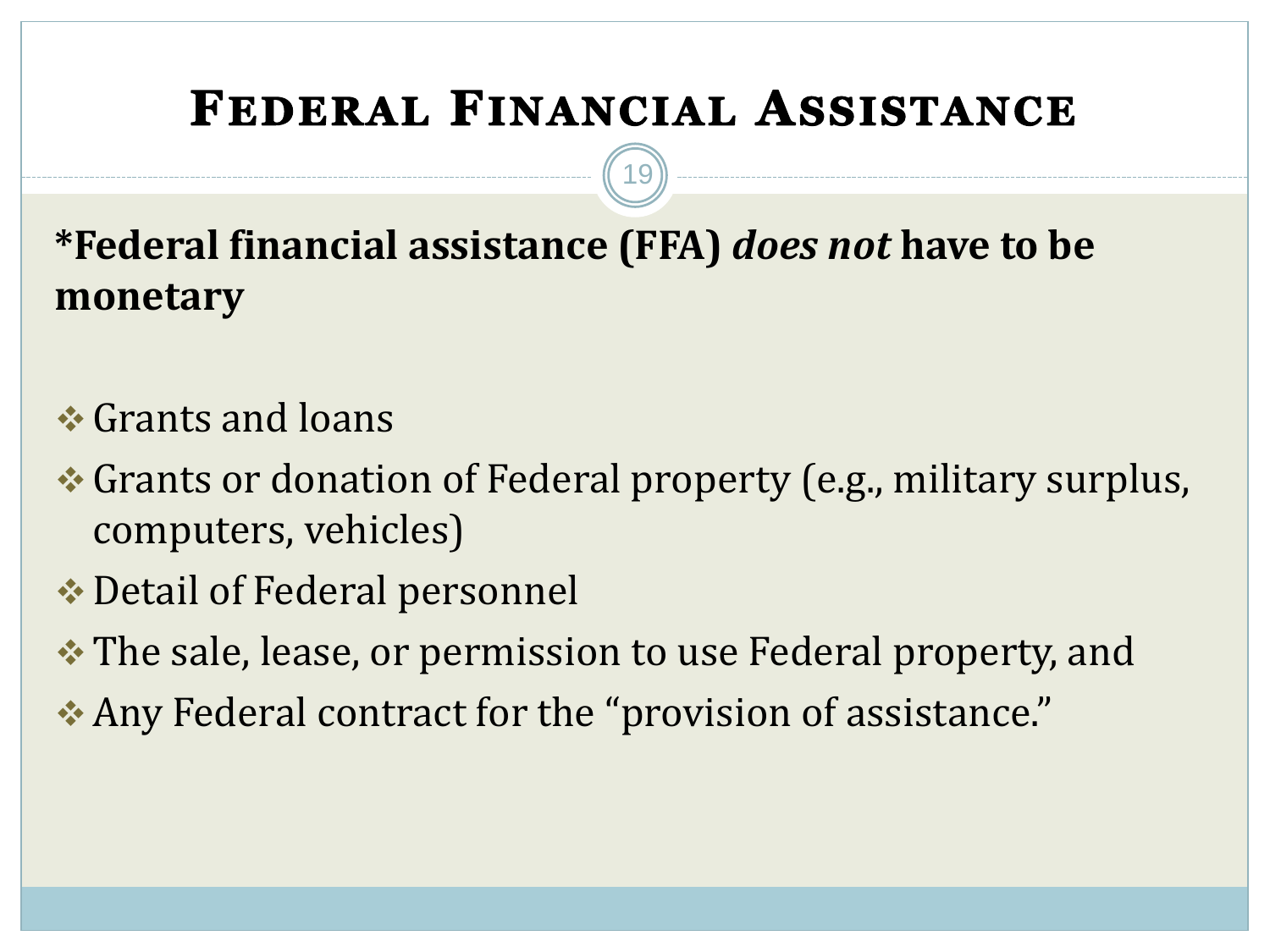# Federal Financial Assistance

***Federal financial assistance (FFA) *does not* have to be monetary**

- Grants and loans
- Grants or donation of Federal property (e.g., military surplus, computers, vehicles)
- Detail of Federal personnel
- The sale, lease, or permission to use Federal property, and
- Any Federal contract for the "provision of assistance."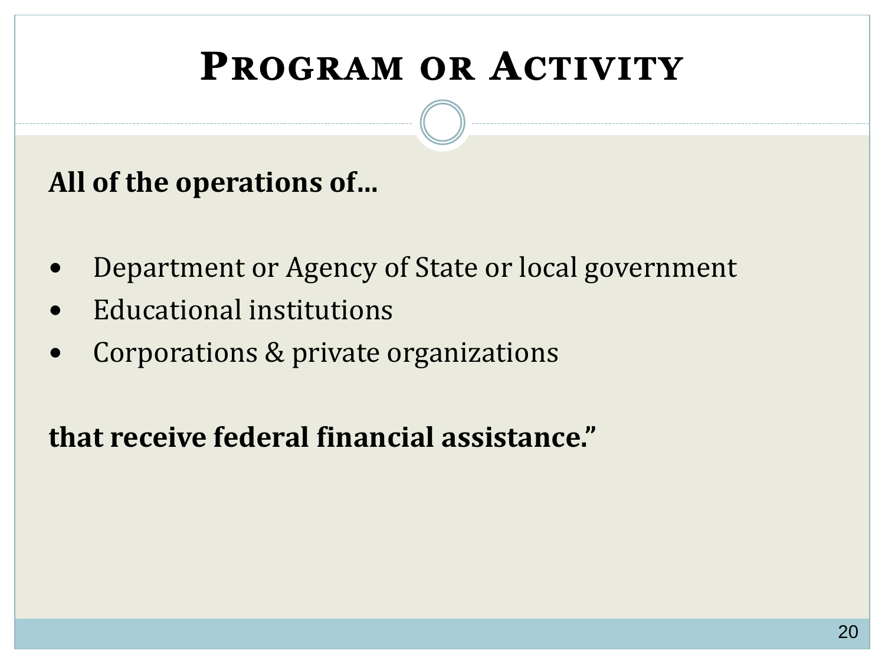# Program or Activity

**All of the operations of…**

- Department or Agency of State or local government
- Educational institutions
- Corporations & private organizations

**that receive federal financial assistance."**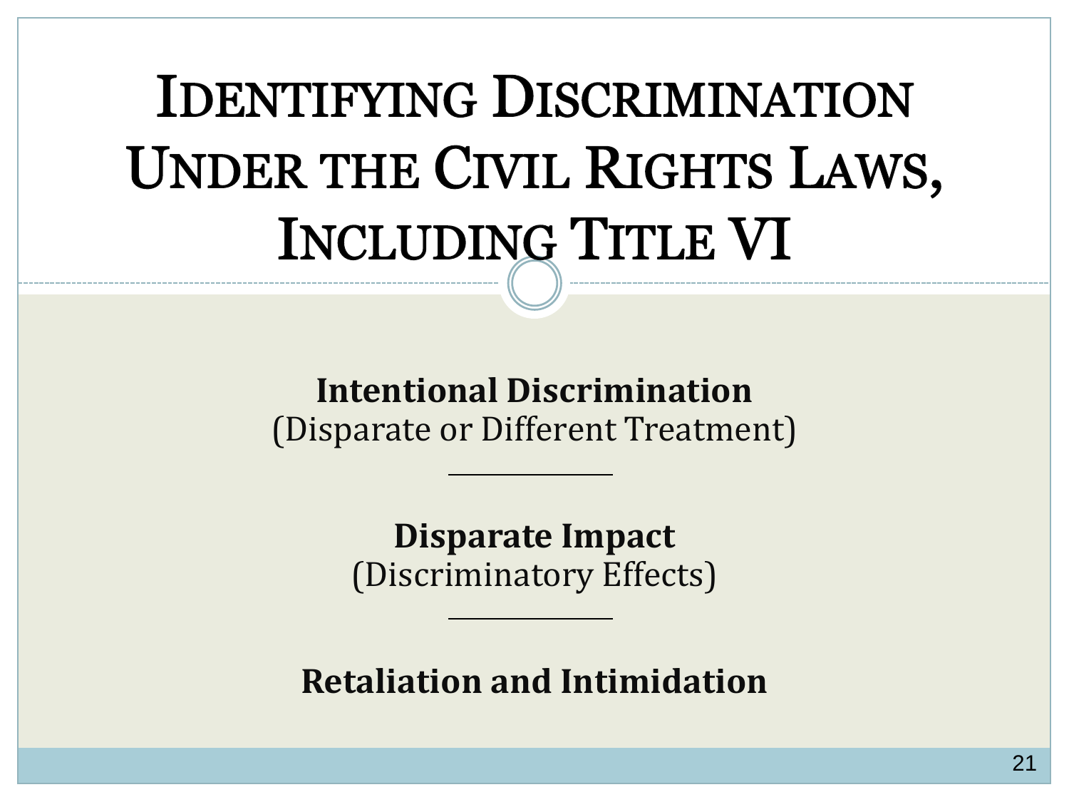# Identifying Discrimination Under the Civil Rights Laws, Including Title VI

**Intentional Discrimination**
(Disparate or Different Treatment)

---

**Disparate Impact**
(Discriminatory Effects)

---

**Retaliation and Intimidation**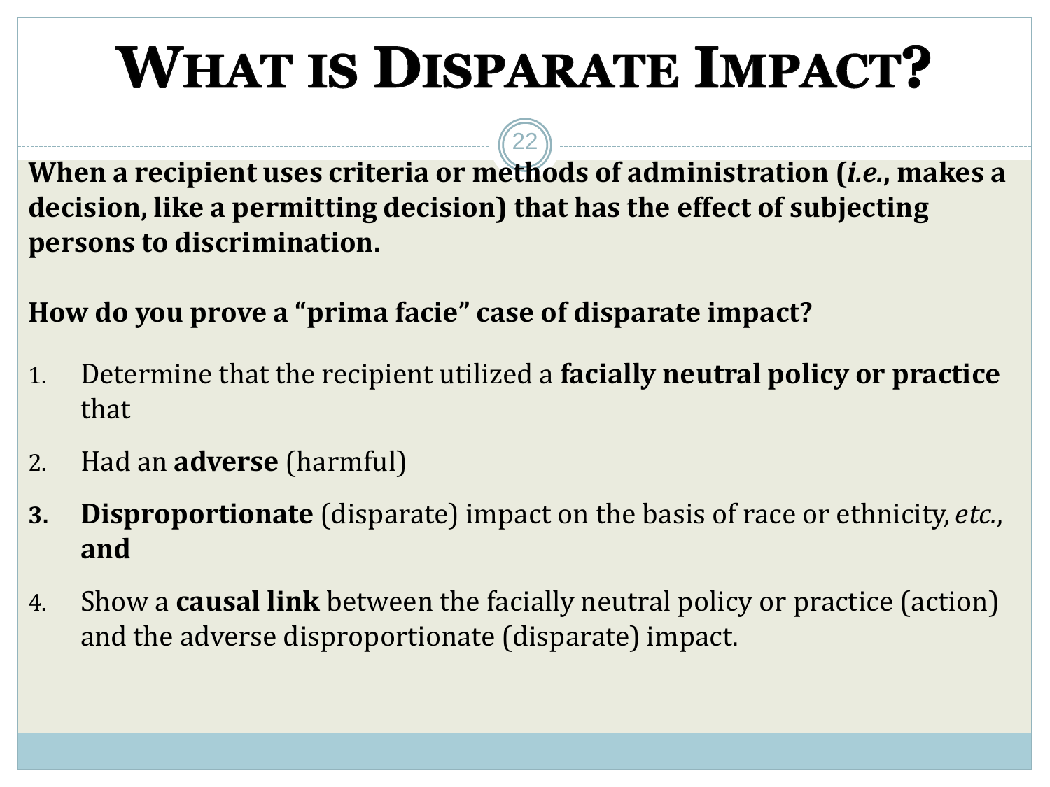# What is Disparate Impact?

**When a recipient uses criteria or methods of administration (*i.e.*, makes a decision, like a permitting decision) that has the effect of subjecting persons to discrimination.**

**How do you prove a "prima facie" case of disparate impact?**

1. Determine that the recipient utilized a **facially neutral policy or practice** that
2. Had an **adverse** (harmful)
3. **Disproportionate** (disparate) impact on the basis of race or ethnicity, *etc.*, **and**
4. Show a **causal link** between the facially neutral policy or practice (action) and the adverse disproportionate (disparate) impact.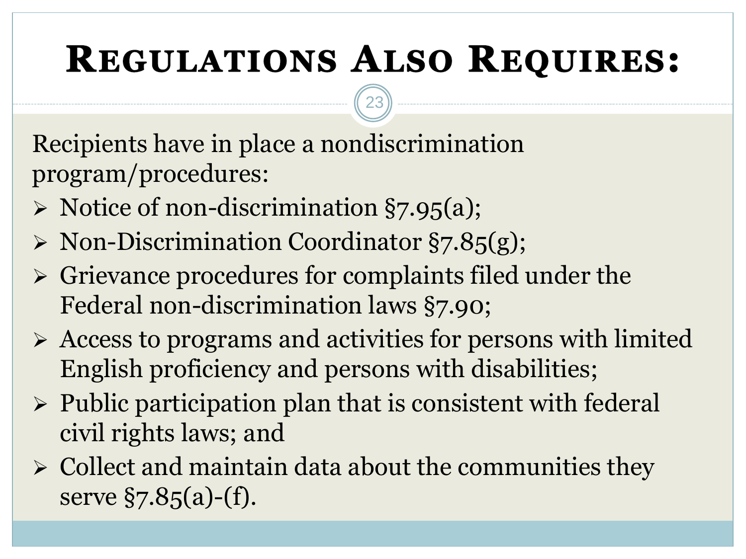# Regulations Also Requires:

Recipients have in place a nondiscrimination program/procedures:

- Notice of non-discrimination §7.95(a);
- Non-Discrimination Coordinator §7.85(g);
- Grievance procedures for complaints filed under the Federal non-discrimination laws §7.90;
- Access to programs and activities for persons with limited English proficiency and persons with disabilities;
- Public participation plan that is consistent with federal civil rights laws; and
- Collect and maintain data about the communities they serve §7.85(a)-(f).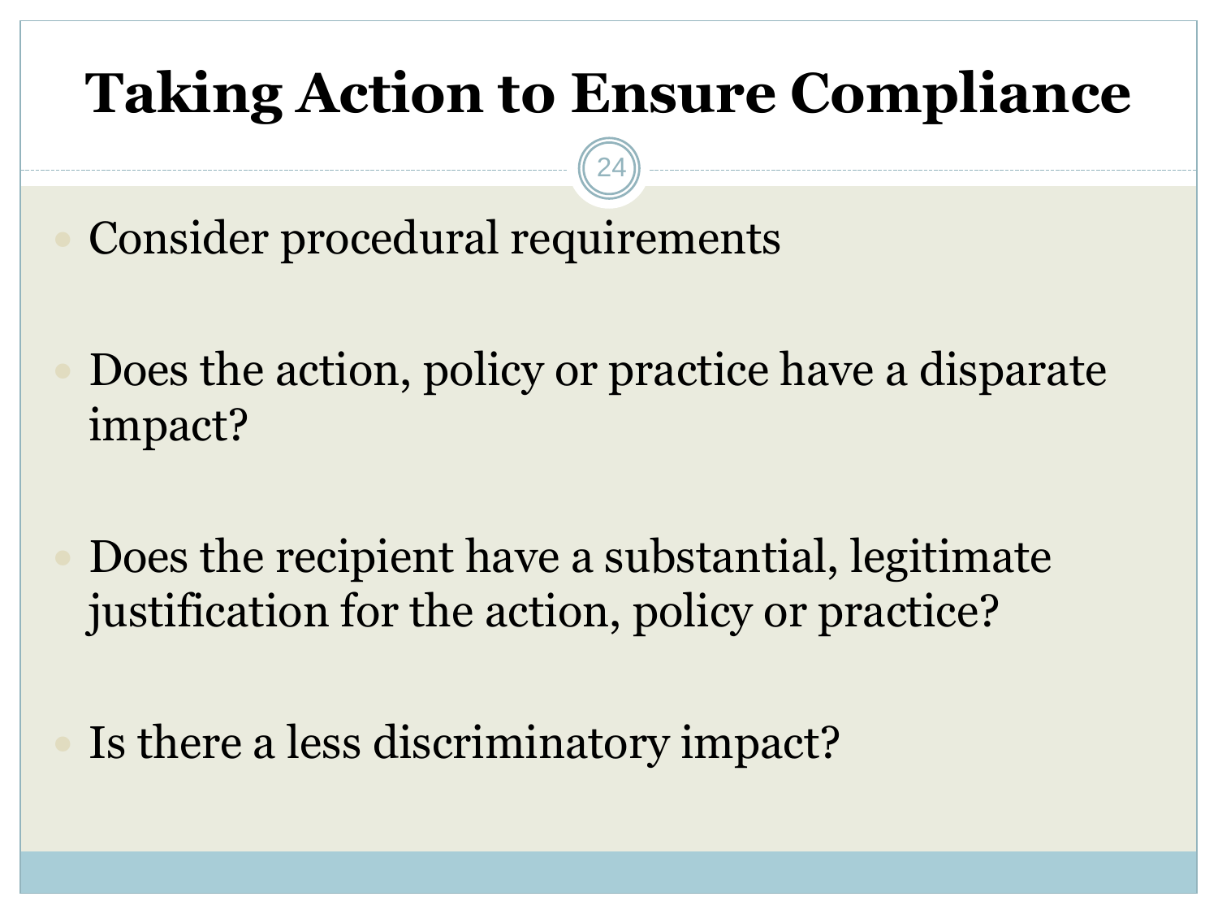# Taking Action to Ensure Compliance

- Consider procedural requirements
- Does the action, policy or practice have a disparate impact?
- Does the recipient have a substantial, legitimate justification for the action, policy or practice?
- Is there a less discriminatory impact?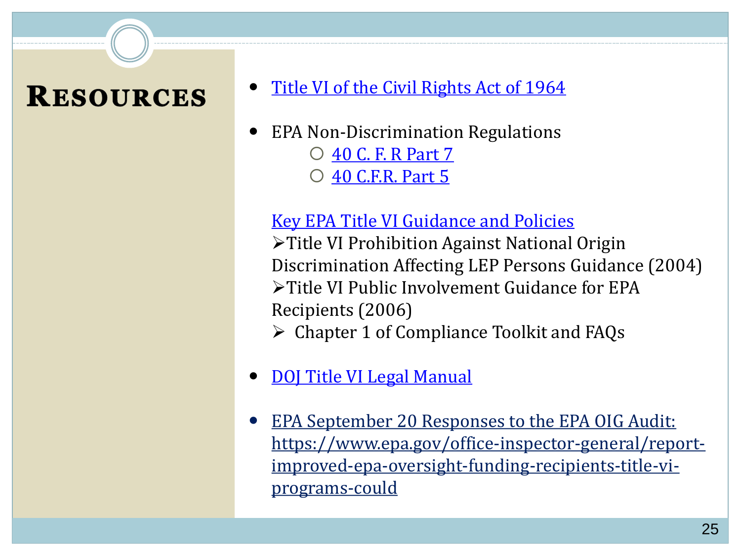# Resources

- Title VI of the Civil Rights Act of 1964
- EPA Non-Discrimination Regulations
  - 40 C. F. R Part 7
  - 40 C.F.R. Part 5

Key EPA Title VI Guidance and Policies

- Title VI Prohibition Against National Origin Discrimination Affecting LEP Persons Guidance (2004)
- Title VI Public Involvement Guidance for EPA Recipients (2006)
- Chapter 1 of Compliance Toolkit and FAQs

- DOJ Title VI Legal Manual
- EPA September 20 Responses to the EPA OIG Audit: https://www.epa.gov/office-inspector-general/report-improved-epa-oversight-funding-recipients-title-vi-programs-could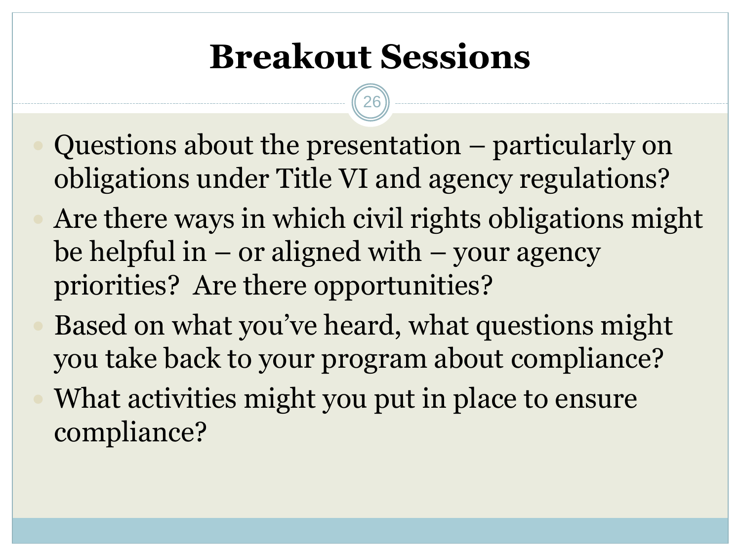# Breakout Sessions

- Questions about the presentation – particularly on obligations under Title VI and agency regulations?
- Are there ways in which civil rights obligations might be helpful in – or aligned with – your agency priorities? Are there opportunities?
- Based on what you've heard, what questions might you take back to your program about compliance?
- What activities might you put in place to ensure compliance?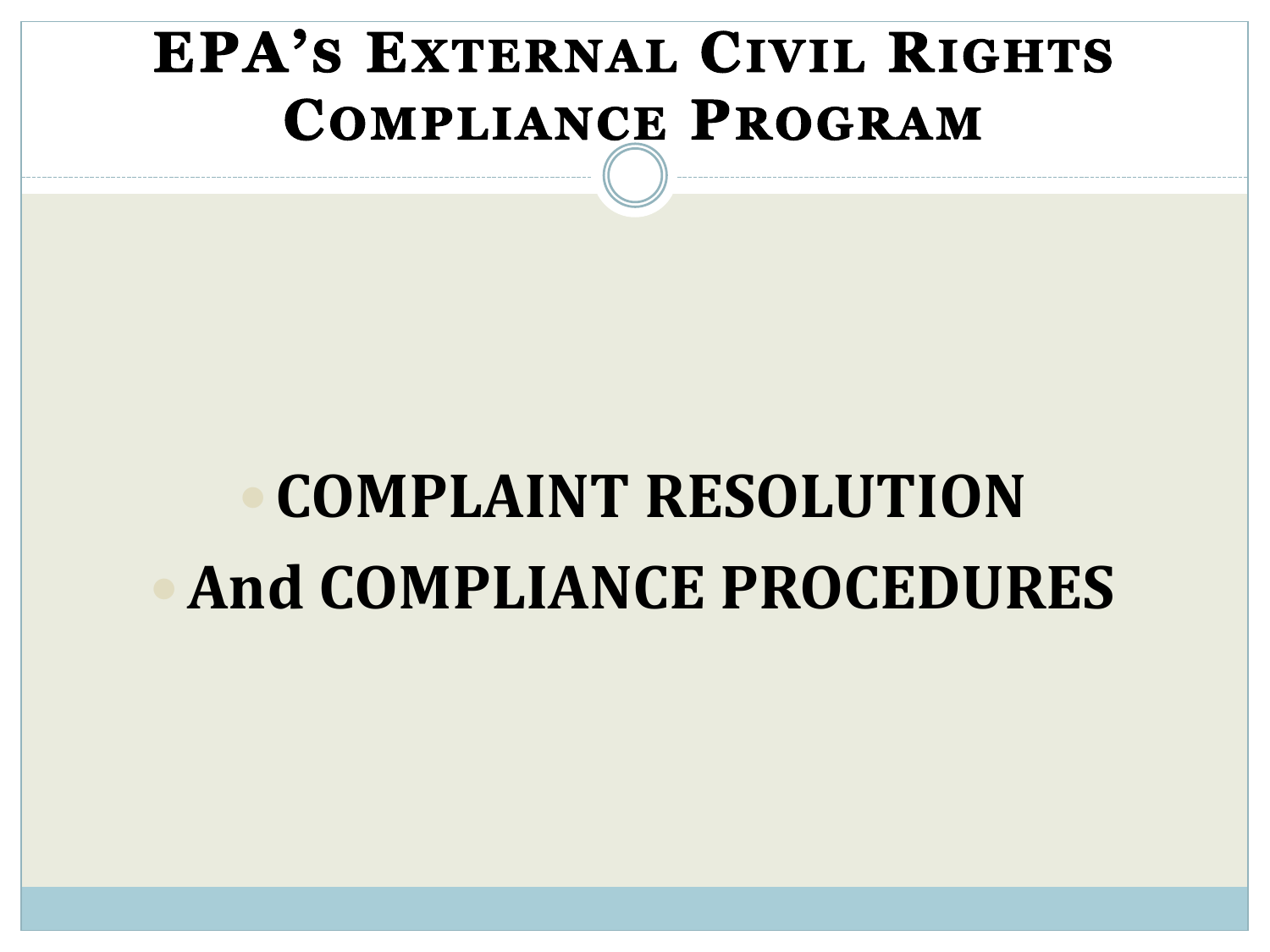# EPA's External Civil Rights Compliance Program

- **COMPLAINT RESOLUTION**
- **And COMPLIANCE PROCEDURES**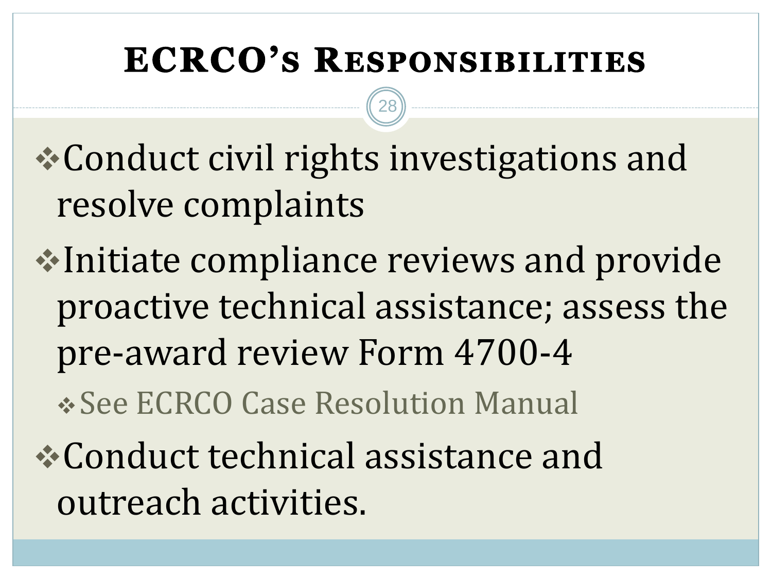# ECRCO's Responsibilities

- Conduct civil rights investigations and resolve complaints
- Initiate compliance reviews and provide proactive technical assistance; assess the pre-award review Form 4700-4
  - See ECRCO Case Resolution Manual
- Conduct technical assistance and outreach activities.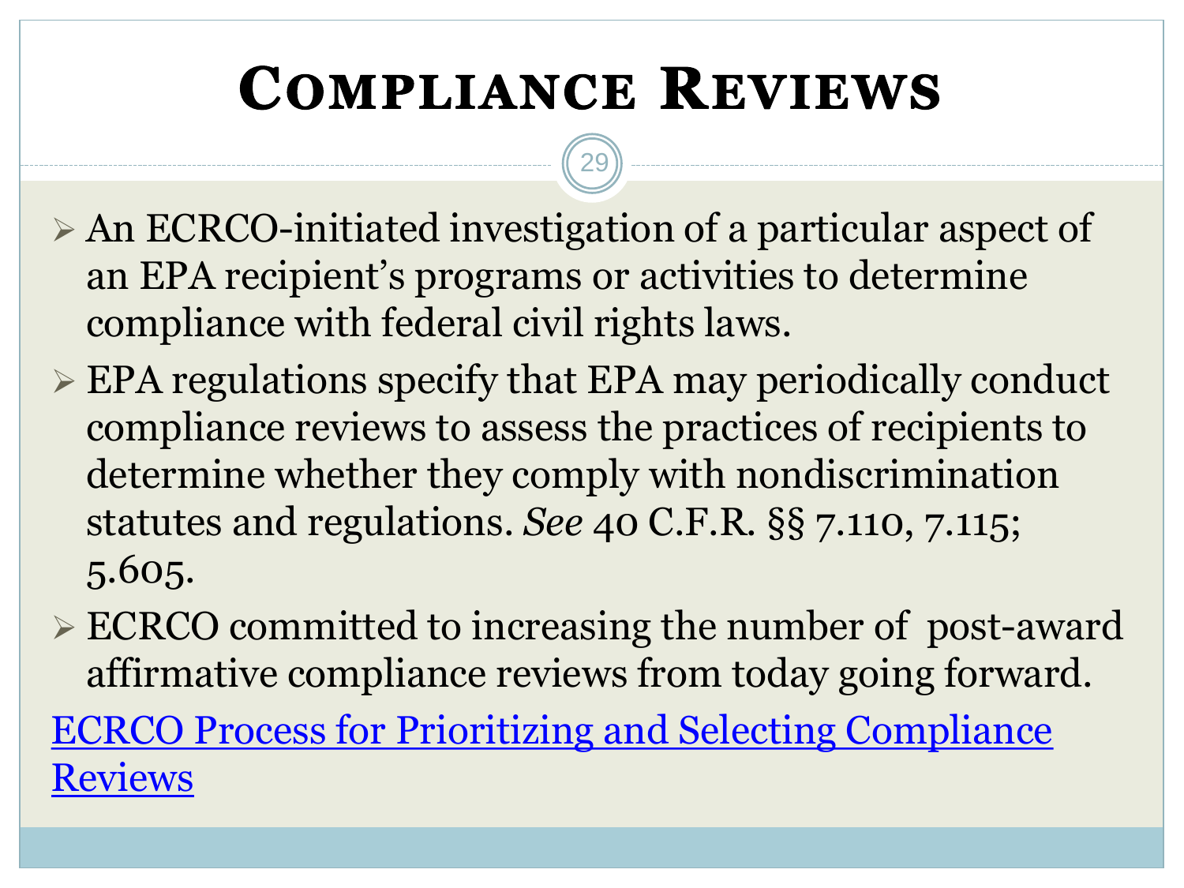# Compliance Reviews

- An ECRCO-initiated investigation of a particular aspect of an EPA recipient's programs or activities to determine compliance with federal civil rights laws.
- EPA regulations specify that EPA may periodically conduct compliance reviews to assess the practices of recipients to determine whether they comply with nondiscrimination statutes and regulations. *See* 40 C.F.R. §§ 7.110, 7.115; 5.605.
- ECRCO committed to increasing the number of post-award affirmative compliance reviews from today going forward.

ECRCO Process for Prioritizing and Selecting Compliance Reviews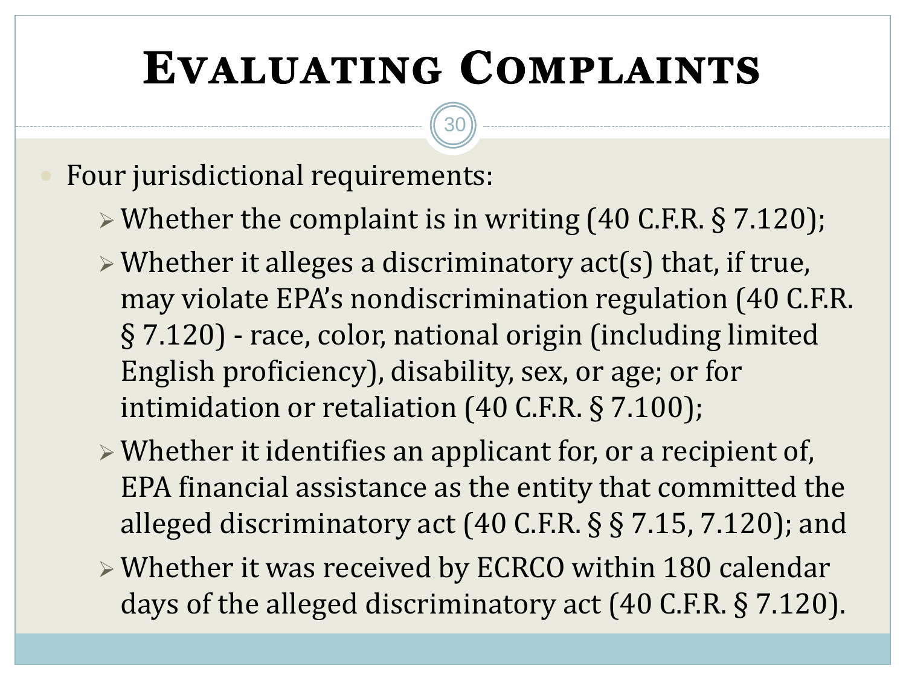# Evaluating Complaints

- Four jurisdictional requirements:
  - Whether the complaint is in writing (40 C.F.R. § 7.120);
  - Whether it alleges a discriminatory act(s) that, if true, may violate EPA's nondiscrimination regulation (40 C.F.R. § 7.120) - race, color, national origin (including limited English proficiency), disability, sex, or age; or for intimidation or retaliation (40 C.F.R. § 7.100);
  - Whether it identifies an applicant for, or a recipient of, EPA financial assistance as the entity that committed the alleged discriminatory act (40 C.F.R. § § 7.15, 7.120); and
  - Whether it was received by ECRCO within 180 calendar days of the alleged discriminatory act (40 C.F.R. § 7.120).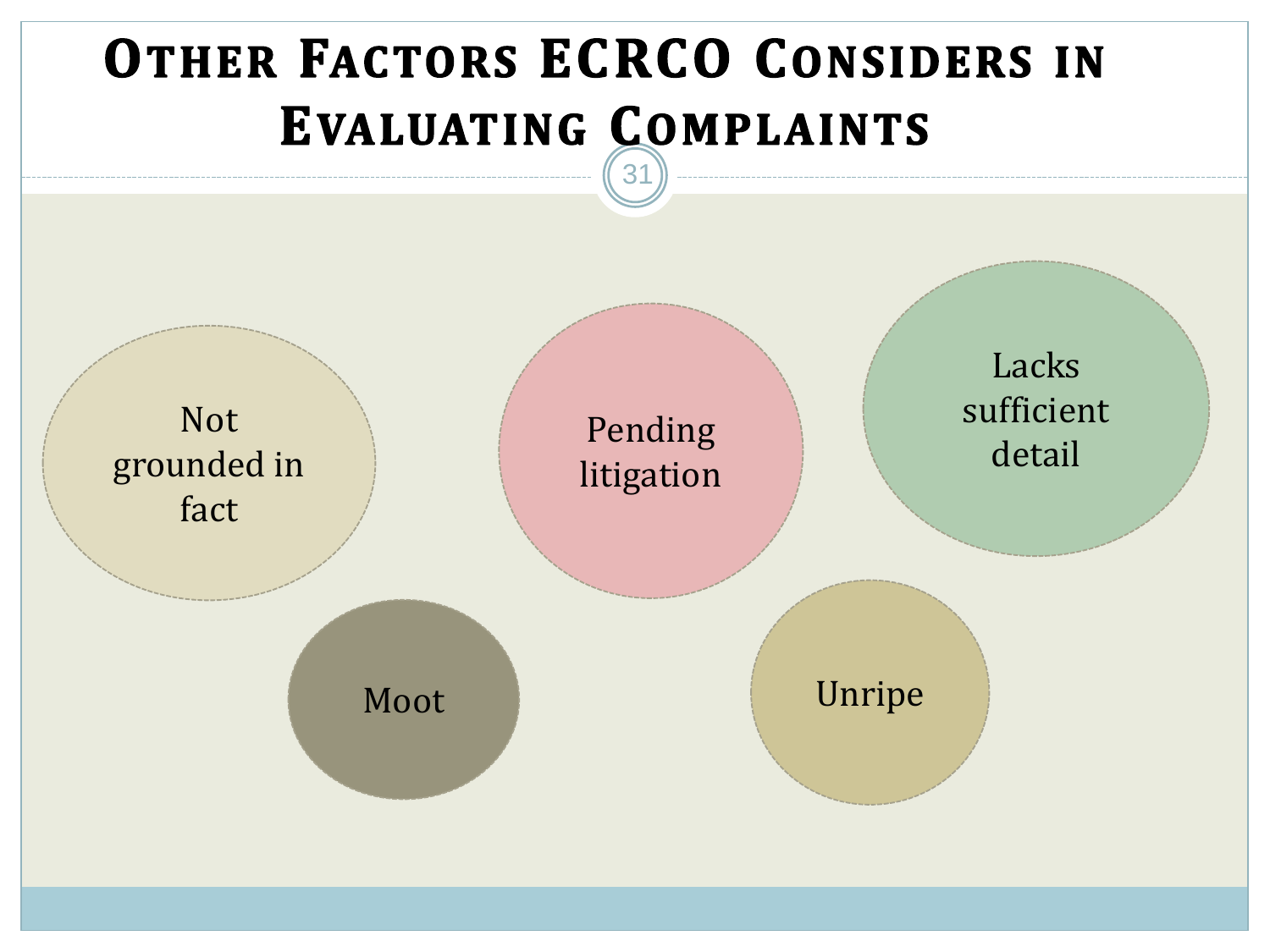# Other Factors ECRCO Considers in Evaluating Complaints

- Not grounded in fact
- Pending litigation
- Lacks sufficient detail
- Moot
- Unripe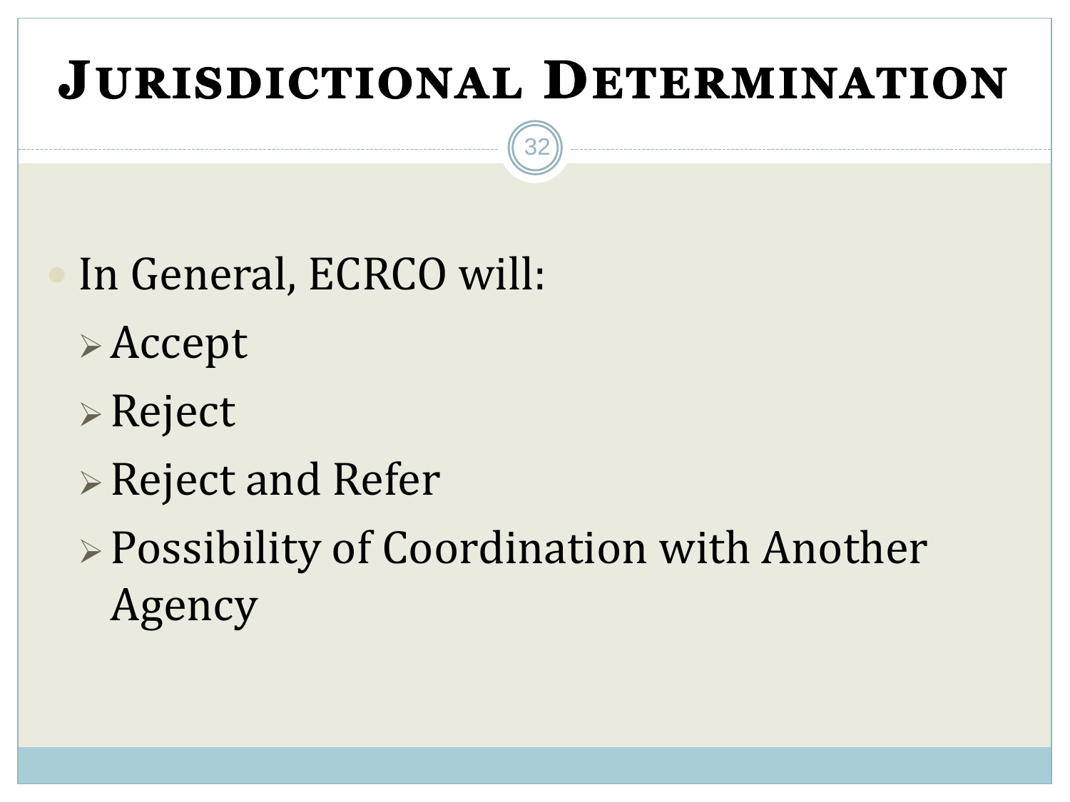# Jurisdictional Determination

- In General, ECRCO will:
  - Accept
  - Reject
  - Reject and Refer
  - Possibility of Coordination with Another Agency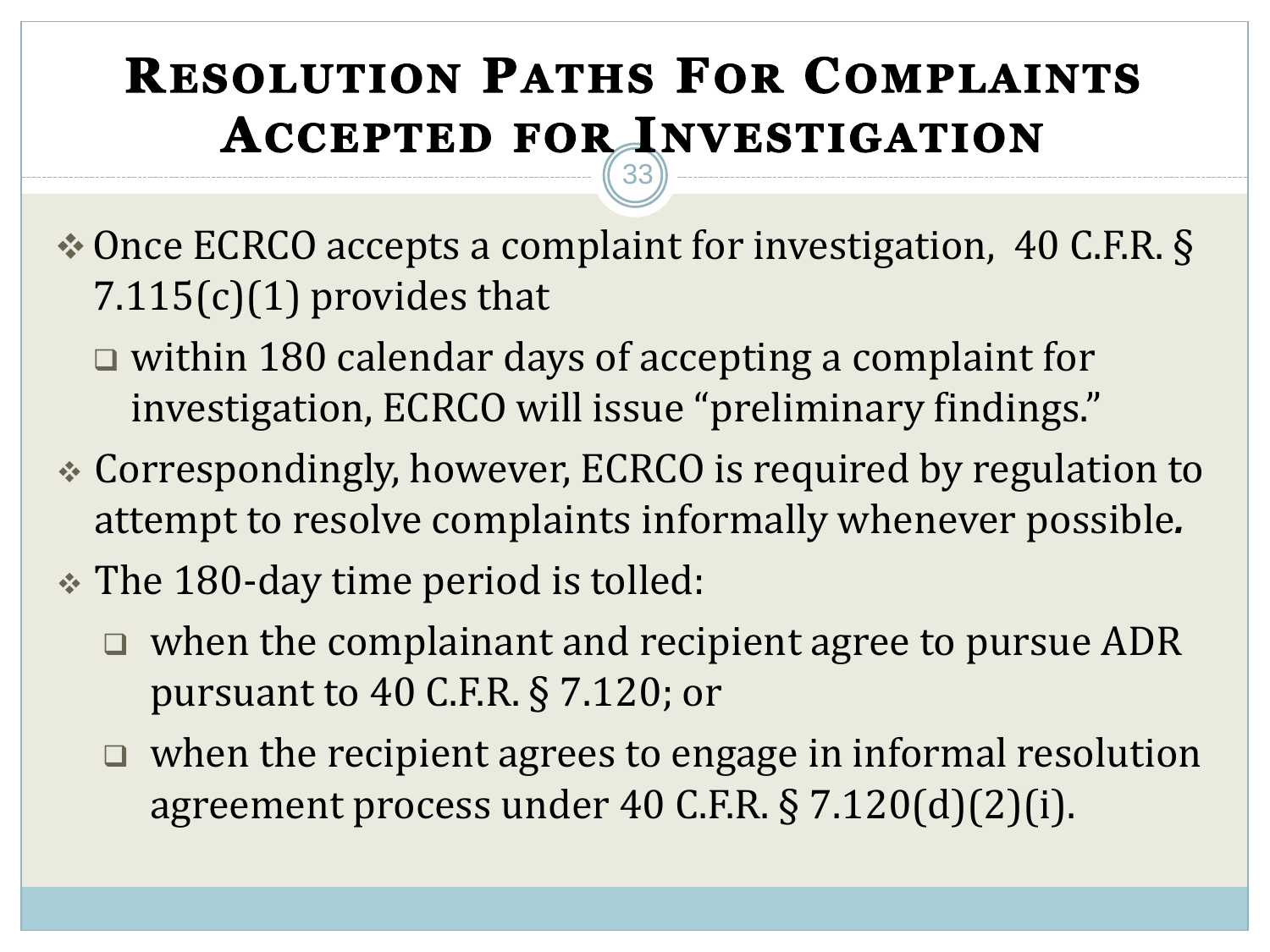# Resolution Paths For Complaints Accepted for Investigation

- Once ECRCO accepts a complaint for investigation, 40 C.F.R. § 7.115(c)(1) provides that
  - within 180 calendar days of accepting a complaint for investigation, ECRCO will issue "preliminary findings."
- Correspondingly, however, ECRCO is required by regulation to attempt to resolve complaints informally whenever possible*.*
- The 180-day time period is tolled:
  - when the complainant and recipient agree to pursue ADR pursuant to 40 C.F.R. § 7.120; or
  - when the recipient agrees to engage in informal resolution agreement process under 40 C.F.R. § 7.120(d)(2)(i).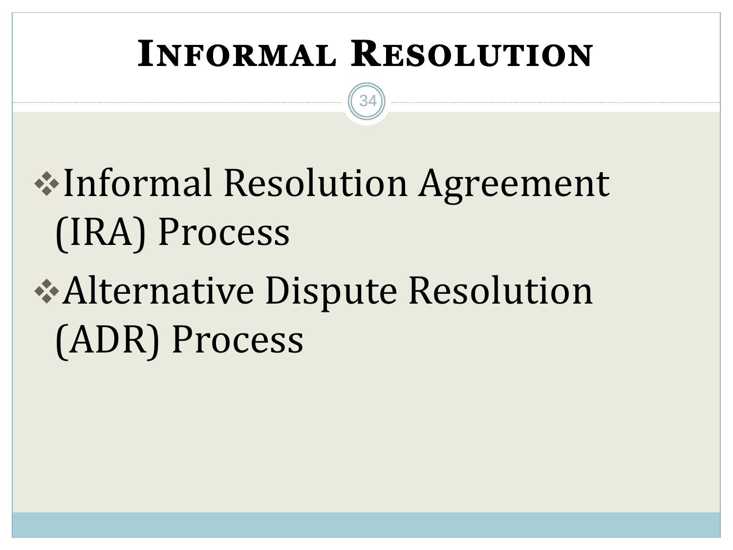# Informal Resolution

- Informal Resolution Agreement (IRA) Process
- Alternative Dispute Resolution (ADR) Process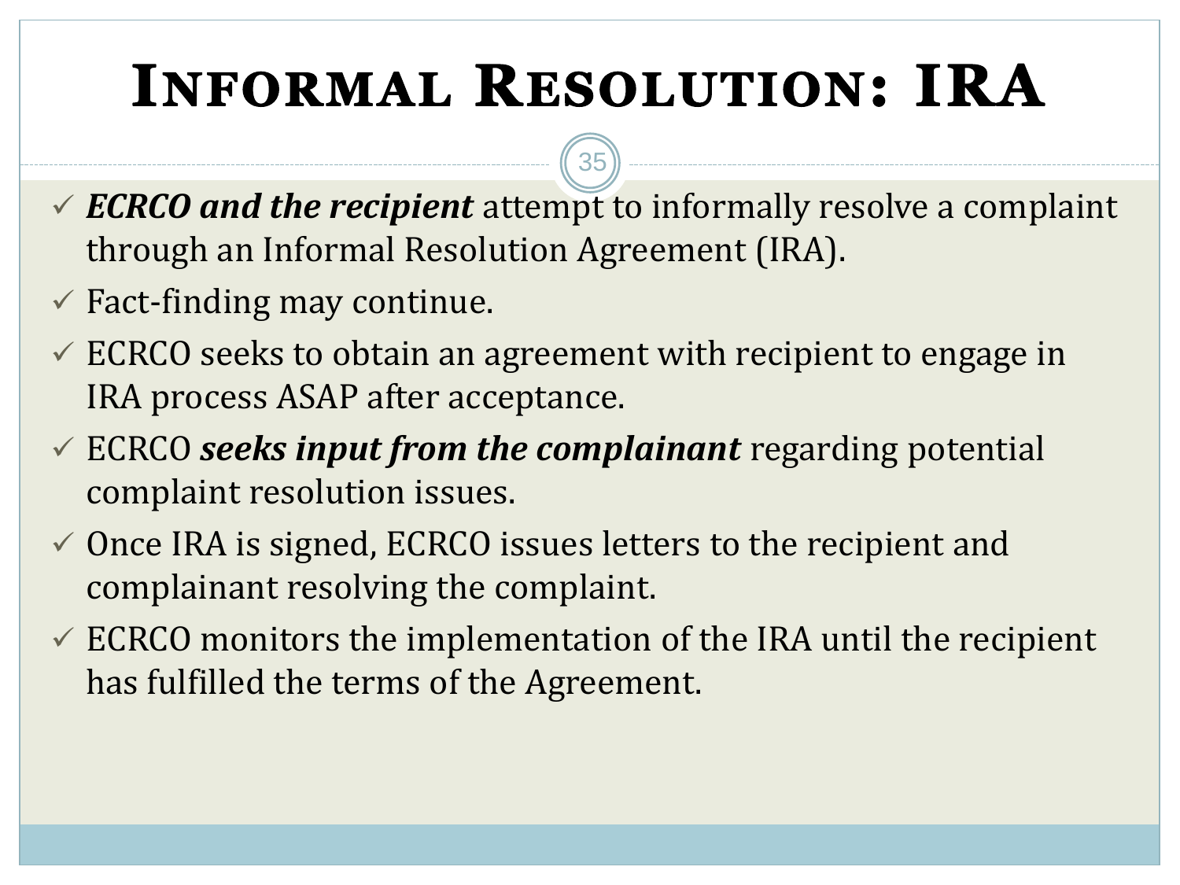# Informal Resolution: IRA

- ***ECRCO and the recipient*** attempt to informally resolve a complaint through an Informal Resolution Agreement (IRA).
- Fact-finding may continue.
- ECRCO seeks to obtain an agreement with recipient to engage in IRA process ASAP after acceptance.
- ECRCO ***seeks input from the complainant*** regarding potential complaint resolution issues.
- Once IRA is signed, ECRCO issues letters to the recipient and complainant resolving the complaint.
- ECRCO monitors the implementation of the IRA until the recipient has fulfilled the terms of the Agreement.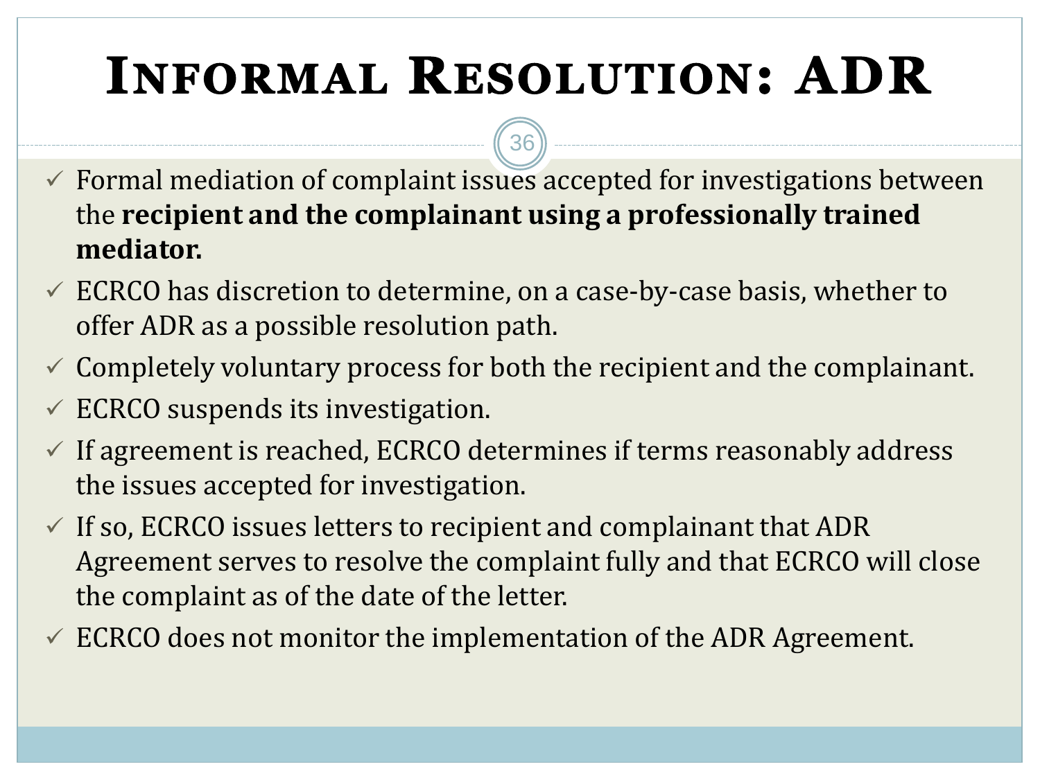# Informal Resolution: ADR

- ✓ Formal mediation of complaint issues accepted for investigations between the **recipient and the complainant using a professionally trained mediator.**
- ✓ ECRCO has discretion to determine, on a case-by-case basis, whether to offer ADR as a possible resolution path.
- ✓ Completely voluntary process for both the recipient and the complainant.
- ✓ ECRCO suspends its investigation.
- ✓ If agreement is reached, ECRCO determines if terms reasonably address the issues accepted for investigation.
- ✓ If so, ECRCO issues letters to recipient and complainant that ADR Agreement serves to resolve the complaint fully and that ECRCO will close the complaint as of the date of the letter.
- ✓ ECRCO does not monitor the implementation of the ADR Agreement.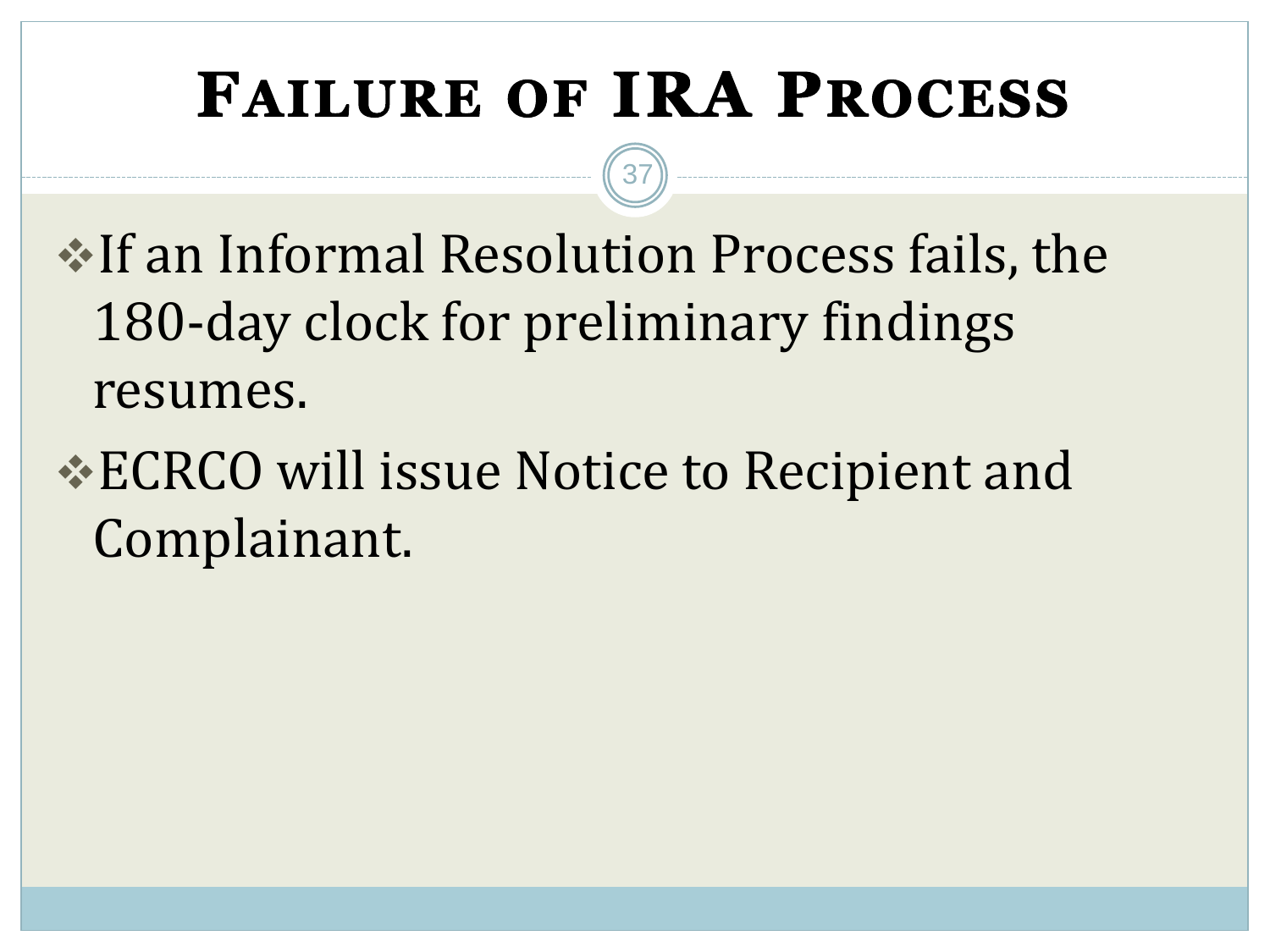# Failure of IRA Process

- If an Informal Resolution Process fails, the 180-day clock for preliminary findings resumes.
- ECRCO will issue Notice to Recipient and Complainant.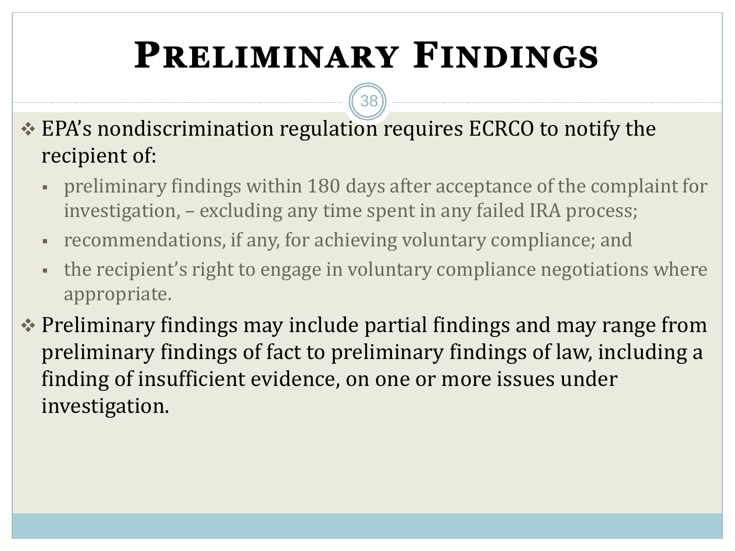# Preliminary Findings

- EPA's nondiscrimination regulation requires ECRCO to notify the recipient of:
  - preliminary findings within 180 days after acceptance of the complaint for investigation, – excluding any time spent in any failed IRA process;
  - recommendations, if any, for achieving voluntary compliance; and
  - the recipient's right to engage in voluntary compliance negotiations where appropriate.
- Preliminary findings may include partial findings and may range from preliminary findings of fact to preliminary findings of law, including a finding of insufficient evidence, on one or more issues under investigation.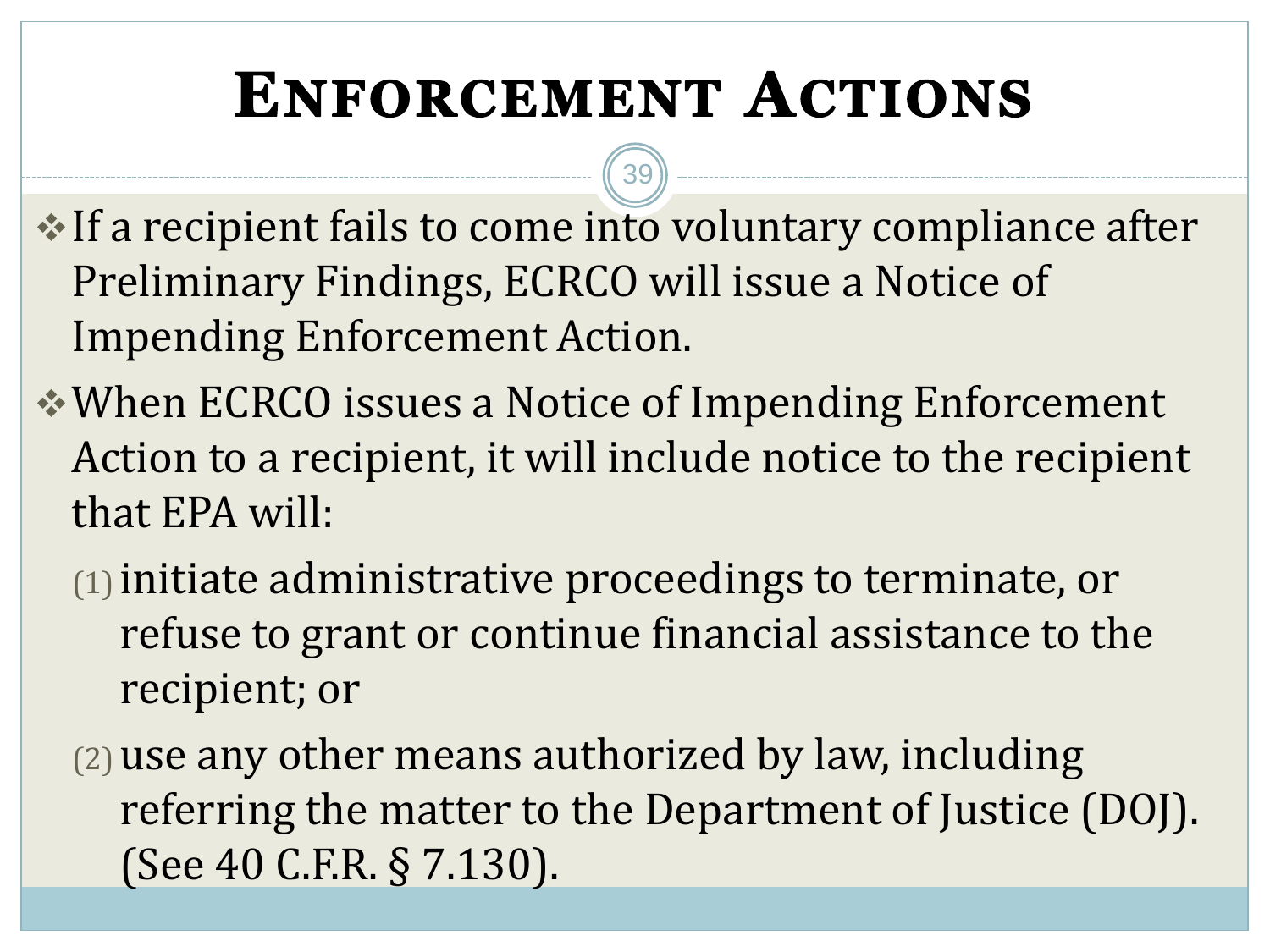# Enforcement Actions

- If a recipient fails to come into voluntary compliance after Preliminary Findings, ECRCO will issue a Notice of Impending Enforcement Action.
- When ECRCO issues a Notice of Impending Enforcement Action to a recipient, it will include notice to the recipient that EPA will:
  - (1) initiate administrative proceedings to terminate, or refuse to grant or continue financial assistance to the recipient; or
  - (2) use any other means authorized by law, including referring the matter to the Department of Justice (DOJ). (See 40 C.F.R. § 7.130).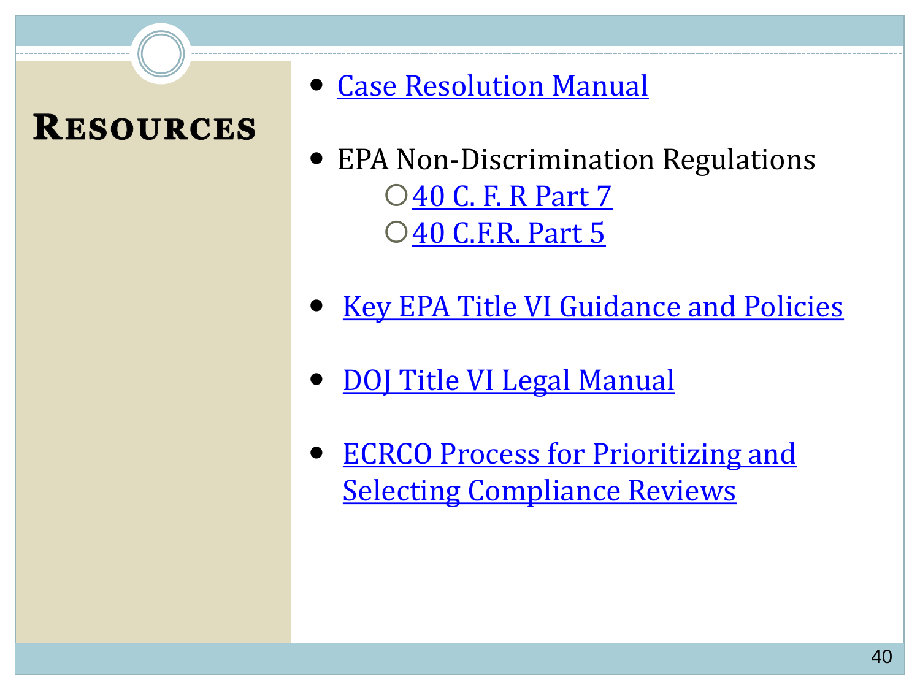# Resources

- Case Resolution Manual
- EPA Non-Discrimination Regulations
  - 40 C. F. R Part 7
  - 40 C.F.R. Part 5
- Key EPA Title VI Guidance and Policies
- DOJ Title VI Legal Manual
- ECRCO Process for Prioritizing and Selecting Compliance Reviews